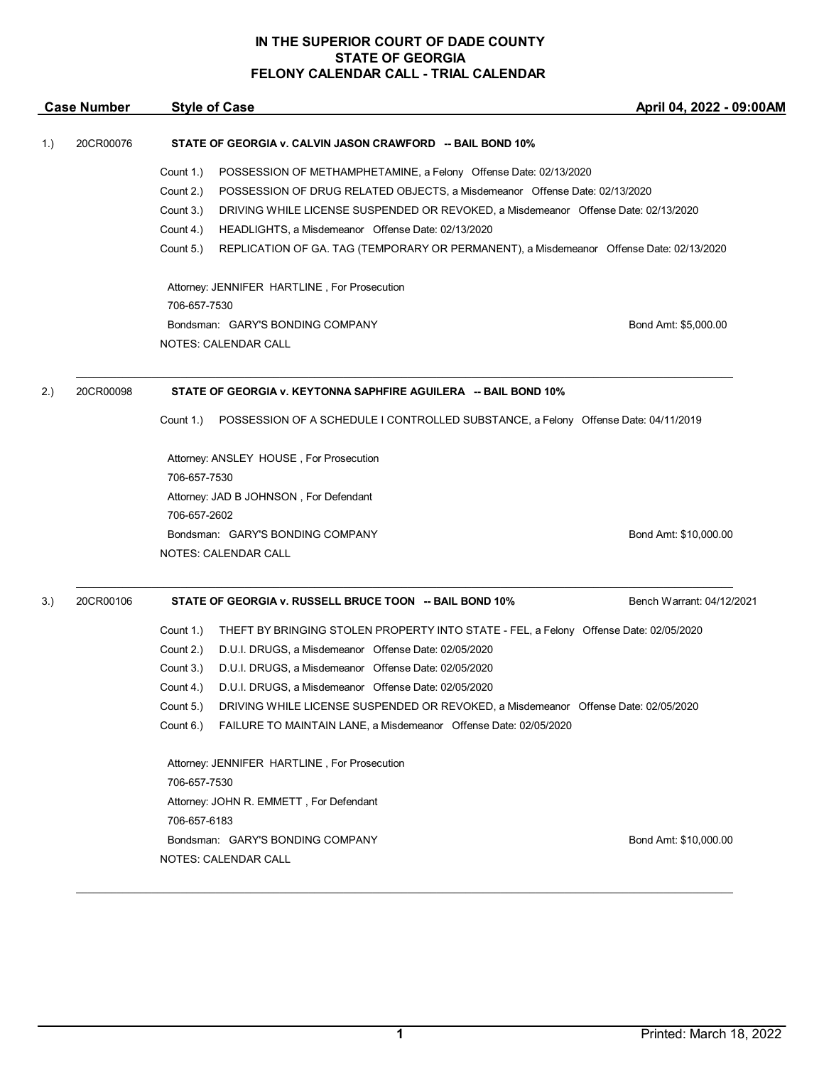# IN THE SUPERIOR COURT OF DADE COUNTY
# STATE OF GEORGIA
# FELONY CALENDAR CALL - TRIAL CALENDAR

**Case Number** | **Style of Case** | **April 04, 2022 - 09:00AM**

---

1.) 20CR00076 — **STATE OF GEORGIA v. CALVIN JASON CRAWFORD -- BAIL BOND 10%**

Count 1.) POSSESSION OF METHAMPHETAMINE, a Felony Offense Date: 02/13/2020
Count 2.) POSSESSION OF DRUG RELATED OBJECTS, a Misdemeanor Offense Date: 02/13/2020
Count 3.) DRIVING WHILE LICENSE SUSPENDED OR REVOKED, a Misdemeanor Offense Date: 02/13/2020
Count 4.) HEADLIGHTS, a Misdemeanor Offense Date: 02/13/2020
Count 5.) REPLICATION OF GA. TAG (TEMPORARY OR PERMANENT), a Misdemeanor Offense Date: 02/13/2020

Attorney: JENNIFER HARTLINE , For Prosecution
706-657-7530
Bondsman: GARY'S BONDING COMPANY — Bond Amt: $5,000.00
NOTES: CALENDAR CALL

---

2.) 20CR00098 — **STATE OF GEORGIA v. KEYTONNA SAPHFIRE AGUILERA -- BAIL BOND 10%**

Count 1.) POSSESSION OF A SCHEDULE I CONTROLLED SUBSTANCE, a Felony Offense Date: 04/11/2019

Attorney: ANSLEY HOUSE , For Prosecution
706-657-7530
Attorney: JAD B JOHNSON , For Defendant
706-657-2602
Bondsman: GARY'S BONDING COMPANY — Bond Amt: $10,000.00
NOTES: CALENDAR CALL

---

3.) 20CR00106 — **STATE OF GEORGIA v. RUSSELL BRUCE TOON -- BAIL BOND 10%** — Bench Warrant: 04/12/2021

Count 1.) THEFT BY BRINGING STOLEN PROPERTY INTO STATE - FEL, a Felony Offense Date: 02/05/2020
Count 2.) D.U.I. DRUGS, a Misdemeanor Offense Date: 02/05/2020
Count 3.) D.U.I. DRUGS, a Misdemeanor Offense Date: 02/05/2020
Count 4.) D.U.I. DRUGS, a Misdemeanor Offense Date: 02/05/2020
Count 5.) DRIVING WHILE LICENSE SUSPENDED OR REVOKED, a Misdemeanor Offense Date: 02/05/2020
Count 6.) FAILURE TO MAINTAIN LANE, a Misdemeanor Offense Date: 02/05/2020

Attorney: JENNIFER HARTLINE , For Prosecution
706-657-7530
Attorney: JOHN R. EMMETT , For Defendant
706-657-6183
Bondsman: GARY'S BONDING COMPANY — Bond Amt: $10,000.00
NOTES: CALENDAR CALL

---

Printed: March 18, 2022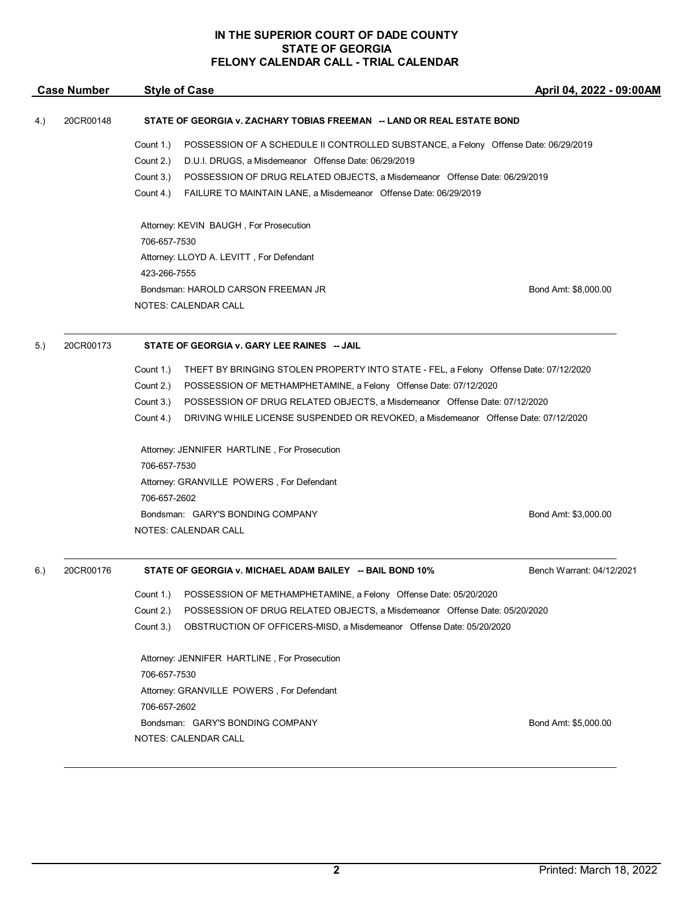# IN THE SUPERIOR COURT OF DADE COUNTY
# STATE OF GEORGIA
# FELONY CALENDAR CALL - TRIAL CALENDAR

| Case Number | Style of Case | April 04, 2022 - 09:00AM |
|---|---|---|

4.) 20CR00148 **STATE OF GEORGIA v. ZACHARY TOBIAS FREEMAN -- LAND OR REAL ESTATE BOND**

Count 1.) POSSESSION OF A SCHEDULE II CONTROLLED SUBSTANCE, a Felony Offense Date: 06/29/2019
Count 2.) D.U.I. DRUGS, a Misdemeanor Offense Date: 06/29/2019
Count 3.) POSSESSION OF DRUG RELATED OBJECTS, a Misdemeanor Offense Date: 06/29/2019
Count 4.) FAILURE TO MAINTAIN LANE, a Misdemeanor Offense Date: 06/29/2019

Attorney: KEVIN BAUGH , For Prosecution
706-657-7530
Attorney: LLOYD A. LEVITT , For Defendant
423-266-7555
Bondsman: HAROLD CARSON FREEMAN JR Bond Amt: $8,000.00
NOTES: CALENDAR CALL

---

5.) 20CR00173 **STATE OF GEORGIA v. GARY LEE RAINES -- JAIL**

Count 1.) THEFT BY BRINGING STOLEN PROPERTY INTO STATE - FEL, a Felony Offense Date: 07/12/2020
Count 2.) POSSESSION OF METHAMPHETAMINE, a Felony Offense Date: 07/12/2020
Count 3.) POSSESSION OF DRUG RELATED OBJECTS, a Misdemeanor Offense Date: 07/12/2020
Count 4.) DRIVING WHILE LICENSE SUSPENDED OR REVOKED, a Misdemeanor Offense Date: 07/12/2020

Attorney: JENNIFER HARTLINE , For Prosecution
706-657-7530
Attorney: GRANVILLE POWERS , For Defendant
706-657-2602
Bondsman: GARY'S BONDING COMPANY Bond Amt: $3,000.00
NOTES: CALENDAR CALL

---

6.) 20CR00176 **STATE OF GEORGIA v. MICHAEL ADAM BAILEY -- BAIL BOND 10%** Bench Warrant: 04/12/2021

Count 1.) POSSESSION OF METHAMPHETAMINE, a Felony Offense Date: 05/20/2020
Count 2.) POSSESSION OF DRUG RELATED OBJECTS, a Misdemeanor Offense Date: 05/20/2020
Count 3.) OBSTRUCTION OF OFFICERS-MISD, a Misdemeanor Offense Date: 05/20/2020

Attorney: JENNIFER HARTLINE , For Prosecution
706-657-7530
Attorney: GRANVILLE POWERS , For Defendant
706-657-2602
Bondsman: GARY'S BONDING COMPANY Bond Amt: $5,000.00
NOTES: CALENDAR CALL

---

Printed: March 18, 2022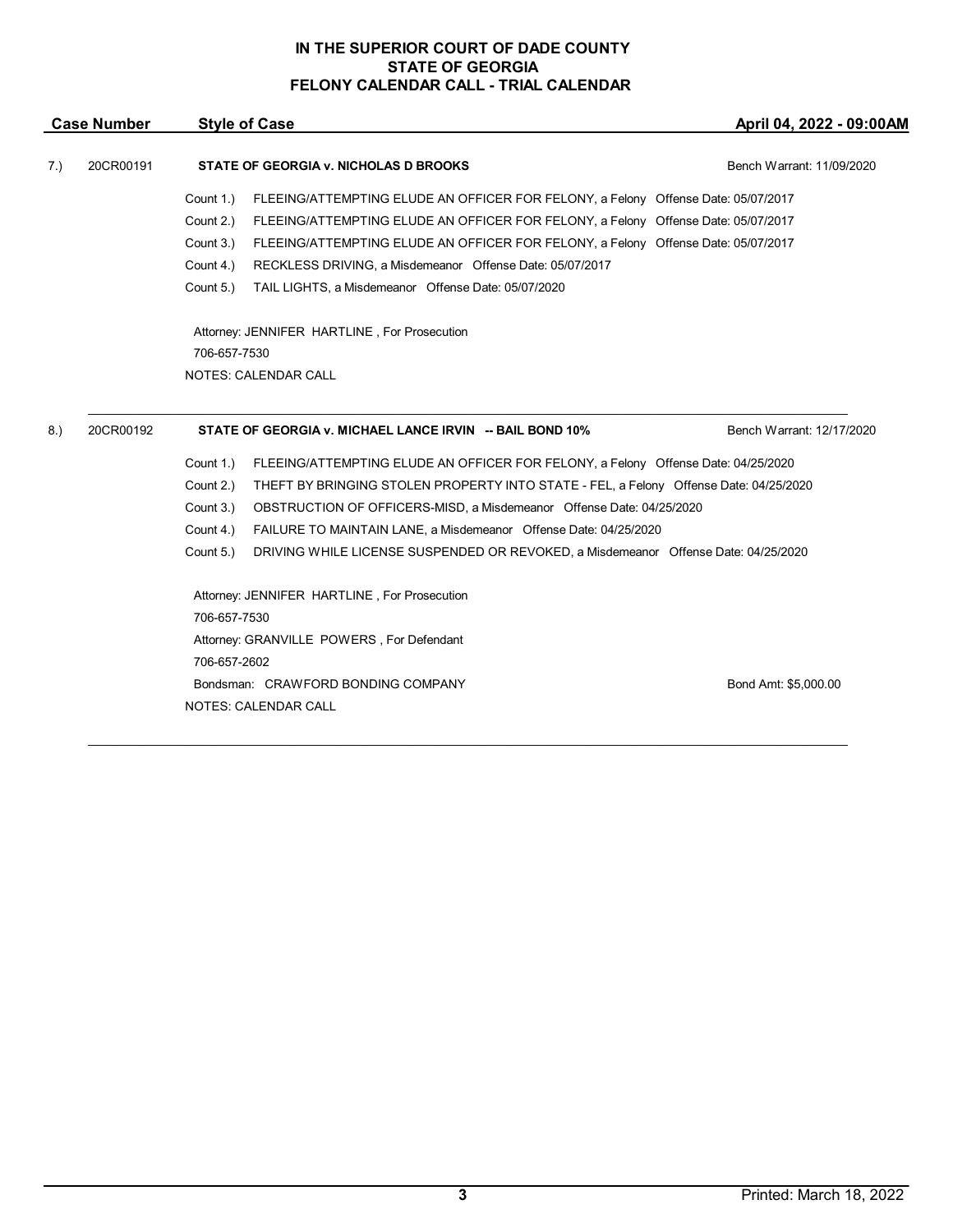**IN THE SUPERIOR COURT OF DADE COUNTY**
**STATE OF GEORGIA**
**FELONY CALENDAR CALL - TRIAL CALENDAR**

| Case Number | Style of Case | April 04, 2022 - 09:00AM |
|---|---|---|

7.) 20CR00191 **STATE OF GEORGIA v. NICHOLAS D BROOKS** — Bench Warrant: 11/09/2020

Count 1.) FLEEING/ATTEMPTING ELUDE AN OFFICER FOR FELONY, a Felony Offense Date: 05/07/2017
Count 2.) FLEEING/ATTEMPTING ELUDE AN OFFICER FOR FELONY, a Felony Offense Date: 05/07/2017
Count 3.) FLEEING/ATTEMPTING ELUDE AN OFFICER FOR FELONY, a Felony Offense Date: 05/07/2017
Count 4.) RECKLESS DRIVING, a Misdemeanor Offense Date: 05/07/2017
Count 5.) TAIL LIGHTS, a Misdemeanor Offense Date: 05/07/2020

Attorney: JENNIFER HARTLINE , For Prosecution
706-657-7530
NOTES: CALENDAR CALL

---

8.) 20CR00192 **STATE OF GEORGIA v. MICHAEL LANCE IRVIN -- BAIL BOND 10%** — Bench Warrant: 12/17/2020

Count 1.) FLEEING/ATTEMPTING ELUDE AN OFFICER FOR FELONY, a Felony Offense Date: 04/25/2020
Count 2.) THEFT BY BRINGING STOLEN PROPERTY INTO STATE - FEL, a Felony Offense Date: 04/25/2020
Count 3.) OBSTRUCTION OF OFFICERS-MISD, a Misdemeanor Offense Date: 04/25/2020
Count 4.) FAILURE TO MAINTAIN LANE, a Misdemeanor Offense Date: 04/25/2020
Count 5.) DRIVING WHILE LICENSE SUSPENDED OR REVOKED, a Misdemeanor Offense Date: 04/25/2020

Attorney: JENNIFER HARTLINE , For Prosecution
706-657-7530
Attorney: GRANVILLE POWERS , For Defendant
706-657-2602
Bondsman: CRAWFORD BONDING COMPANY — Bond Amt: $5,000.00
NOTES: CALENDAR CALL

---

Printed: March 18, 2022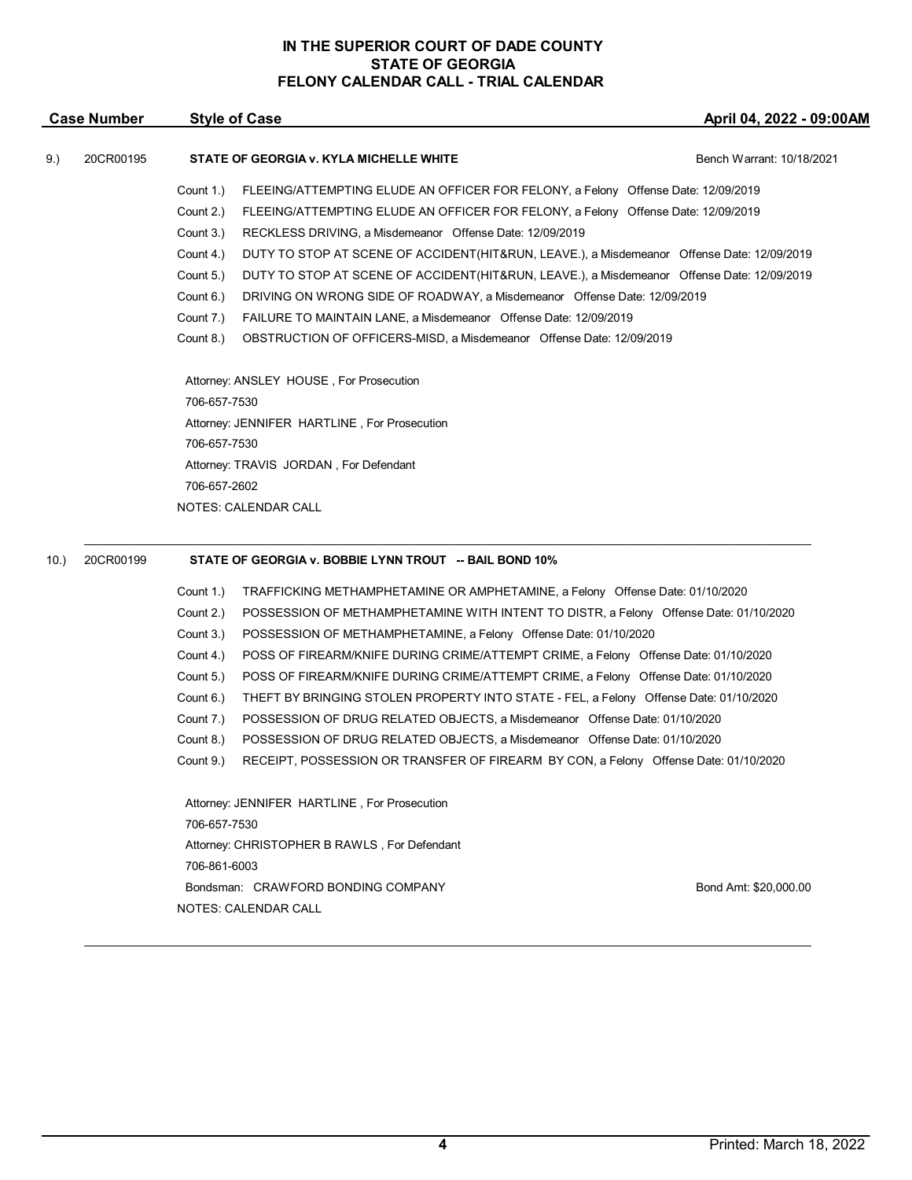**IN THE SUPERIOR COURT OF DADE COUNTY**
**STATE OF GEORGIA**
**FELONY CALENDAR CALL - TRIAL CALENDAR**

| Case Number | Style of Case | April 04, 2022 - 09:00AM |
|---|---|---|

9.) 20CR00195 **STATE OF GEORGIA v. KYLA MICHELLE WHITE** — Bench Warrant: 10/18/2021

- Count 1.) FLEEING/ATTEMPTING ELUDE AN OFFICER FOR FELONY, a Felony Offense Date: 12/09/2019
- Count 2.) FLEEING/ATTEMPTING ELUDE AN OFFICER FOR FELONY, a Felony Offense Date: 12/09/2019
- Count 3.) RECKLESS DRIVING, a Misdemeanor Offense Date: 12/09/2019
- Count 4.) DUTY TO STOP AT SCENE OF ACCIDENT(HIT&RUN, LEAVE.), a Misdemeanor Offense Date: 12/09/2019
- Count 5.) DUTY TO STOP AT SCENE OF ACCIDENT(HIT&RUN, LEAVE.), a Misdemeanor Offense Date: 12/09/2019
- Count 6.) DRIVING ON WRONG SIDE OF ROADWAY, a Misdemeanor Offense Date: 12/09/2019
- Count 7.) FAILURE TO MAINTAIN LANE, a Misdemeanor Offense Date: 12/09/2019
- Count 8.) OBSTRUCTION OF OFFICERS-MISD, a Misdemeanor Offense Date: 12/09/2019

Attorney: ANSLEY HOUSE , For Prosecution
706-657-7530
Attorney: JENNIFER HARTLINE , For Prosecution
706-657-7530
Attorney: TRAVIS JORDAN , For Defendant
706-657-2602
NOTES: CALENDAR CALL

---

10.) 20CR00199 **STATE OF GEORGIA v. BOBBIE LYNN TROUT -- BAIL BOND 10%**

- Count 1.) TRAFFICKING METHAMPHETAMINE OR AMPHETAMINE, a Felony Offense Date: 01/10/2020
- Count 2.) POSSESSION OF METHAMPHETAMINE WITH INTENT TO DISTR, a Felony Offense Date: 01/10/2020
- Count 3.) POSSESSION OF METHAMPHETAMINE, a Felony Offense Date: 01/10/2020
- Count 4.) POSS OF FIREARM/KNIFE DURING CRIME/ATTEMPT CRIME, a Felony Offense Date: 01/10/2020
- Count 5.) POSS OF FIREARM/KNIFE DURING CRIME/ATTEMPT CRIME, a Felony Offense Date: 01/10/2020
- Count 6.) THEFT BY BRINGING STOLEN PROPERTY INTO STATE - FEL, a Felony Offense Date: 01/10/2020
- Count 7.) POSSESSION OF DRUG RELATED OBJECTS, a Misdemeanor Offense Date: 01/10/2020
- Count 8.) POSSESSION OF DRUG RELATED OBJECTS, a Misdemeanor Offense Date: 01/10/2020
- Count 9.) RECEIPT, POSSESSION OR TRANSFER OF FIREARM BY CON, a Felony Offense Date: 01/10/2020

Attorney: JENNIFER HARTLINE , For Prosecution
706-657-7530
Attorney: CHRISTOPHER B RAWLS , For Defendant
706-861-6003
Bondsman: CRAWFORD BONDING COMPANY — Bond Amt: $20,000.00
NOTES: CALENDAR CALL

---

Printed: March 18, 2022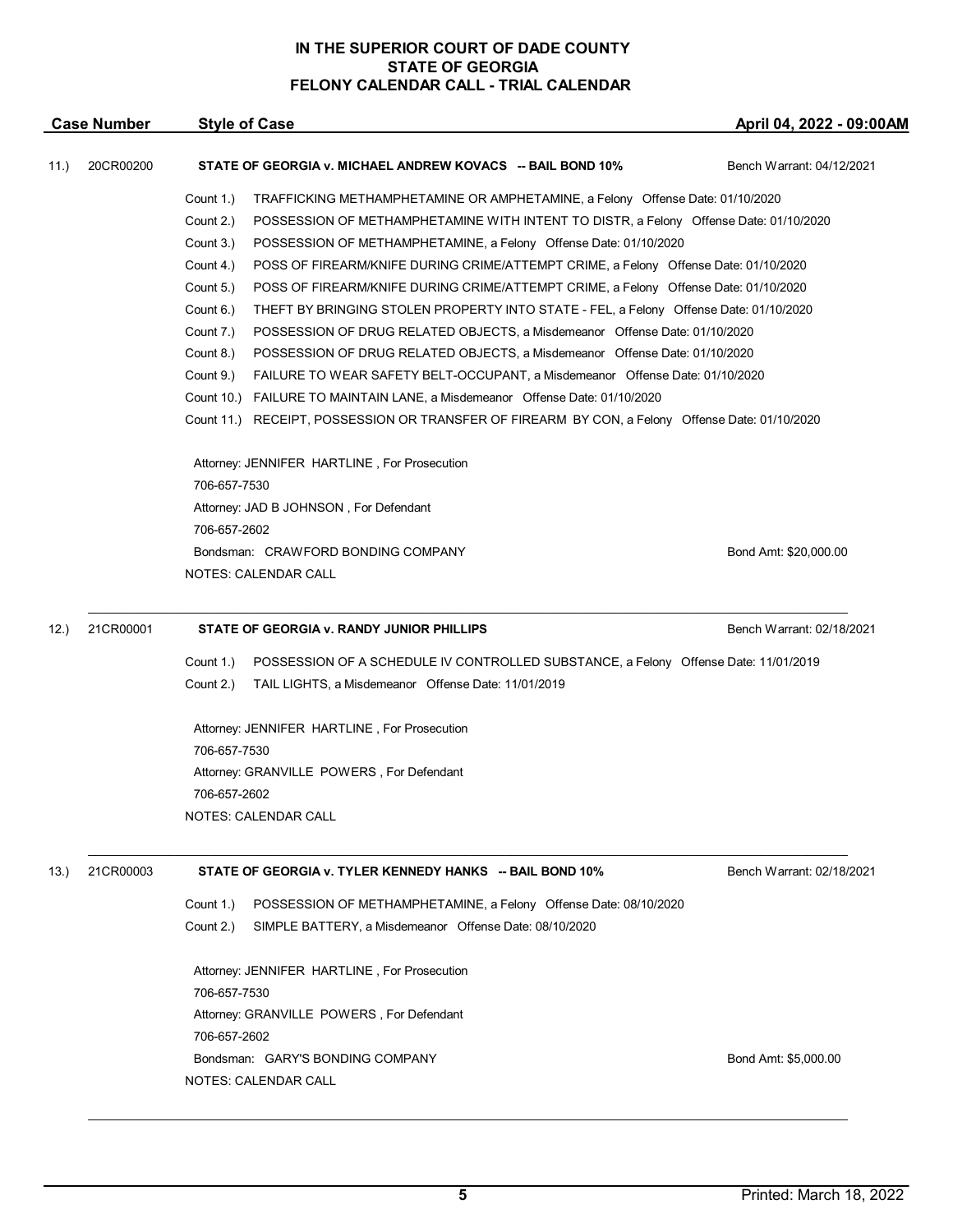**IN THE SUPERIOR COURT OF DADE COUNTY**
**STATE OF GEORGIA**
**FELONY CALENDAR CALL - TRIAL CALENDAR**

| Case Number | Style of Case | April 04, 2022 - 09:00AM |
|---|---|---|

**11.) 20CR00200 — STATE OF GEORGIA v. MICHAEL ANDREW KOVACS -- BAIL BOND 10%** — Bench Warrant: 04/12/2021

Count 1.) TRAFFICKING METHAMPHETAMINE OR AMPHETAMINE, a Felony Offense Date: 01/10/2020
Count 2.) POSSESSION OF METHAMPHETAMINE WITH INTENT TO DISTR, a Felony Offense Date: 01/10/2020
Count 3.) POSSESSION OF METHAMPHETAMINE, a Felony Offense Date: 01/10/2020
Count 4.) POSS OF FIREARM/KNIFE DURING CRIME/ATTEMPT CRIME, a Felony Offense Date: 01/10/2020
Count 5.) POSS OF FIREARM/KNIFE DURING CRIME/ATTEMPT CRIME, a Felony Offense Date: 01/10/2020
Count 6.) THEFT BY BRINGING STOLEN PROPERTY INTO STATE - FEL, a Felony Offense Date: 01/10/2020
Count 7.) POSSESSION OF DRUG RELATED OBJECTS, a Misdemeanor Offense Date: 01/10/2020
Count 8.) POSSESSION OF DRUG RELATED OBJECTS, a Misdemeanor Offense Date: 01/10/2020
Count 9.) FAILURE TO WEAR SAFETY BELT-OCCUPANT, a Misdemeanor Offense Date: 01/10/2020
Count 10.) FAILURE TO MAINTAIN LANE, a Misdemeanor Offense Date: 01/10/2020
Count 11.) RECEIPT, POSSESSION OR TRANSFER OF FIREARM BY CON, a Felony Offense Date: 01/10/2020

Attorney: JENNIFER HARTLINE , For Prosecution
706-657-7530
Attorney: JAD B JOHNSON , For Defendant
706-657-2602
Bondsman: CRAWFORD BONDING COMPANY — Bond Amt: $20,000.00
NOTES: CALENDAR CALL

---

**12.) 21CR00001 — STATE OF GEORGIA v. RANDY JUNIOR PHILLIPS** — Bench Warrant: 02/18/2021

Count 1.) POSSESSION OF A SCHEDULE IV CONTROLLED SUBSTANCE, a Felony Offense Date: 11/01/2019
Count 2.) TAIL LIGHTS, a Misdemeanor Offense Date: 11/01/2019

Attorney: JENNIFER HARTLINE , For Prosecution
706-657-7530
Attorney: GRANVILLE POWERS , For Defendant
706-657-2602
NOTES: CALENDAR CALL

---

**13.) 21CR00003 — STATE OF GEORGIA v. TYLER KENNEDY HANKS -- BAIL BOND 10%** — Bench Warrant: 02/18/2021

Count 1.) POSSESSION OF METHAMPHETAMINE, a Felony Offense Date: 08/10/2020
Count 2.) SIMPLE BATTERY, a Misdemeanor Offense Date: 08/10/2020

Attorney: JENNIFER HARTLINE , For Prosecution
706-657-7530
Attorney: GRANVILLE POWERS , For Defendant
706-657-2602
Bondsman: GARY'S BONDING COMPANY — Bond Amt: $5,000.00
NOTES: CALENDAR CALL

---

Printed: March 18, 2022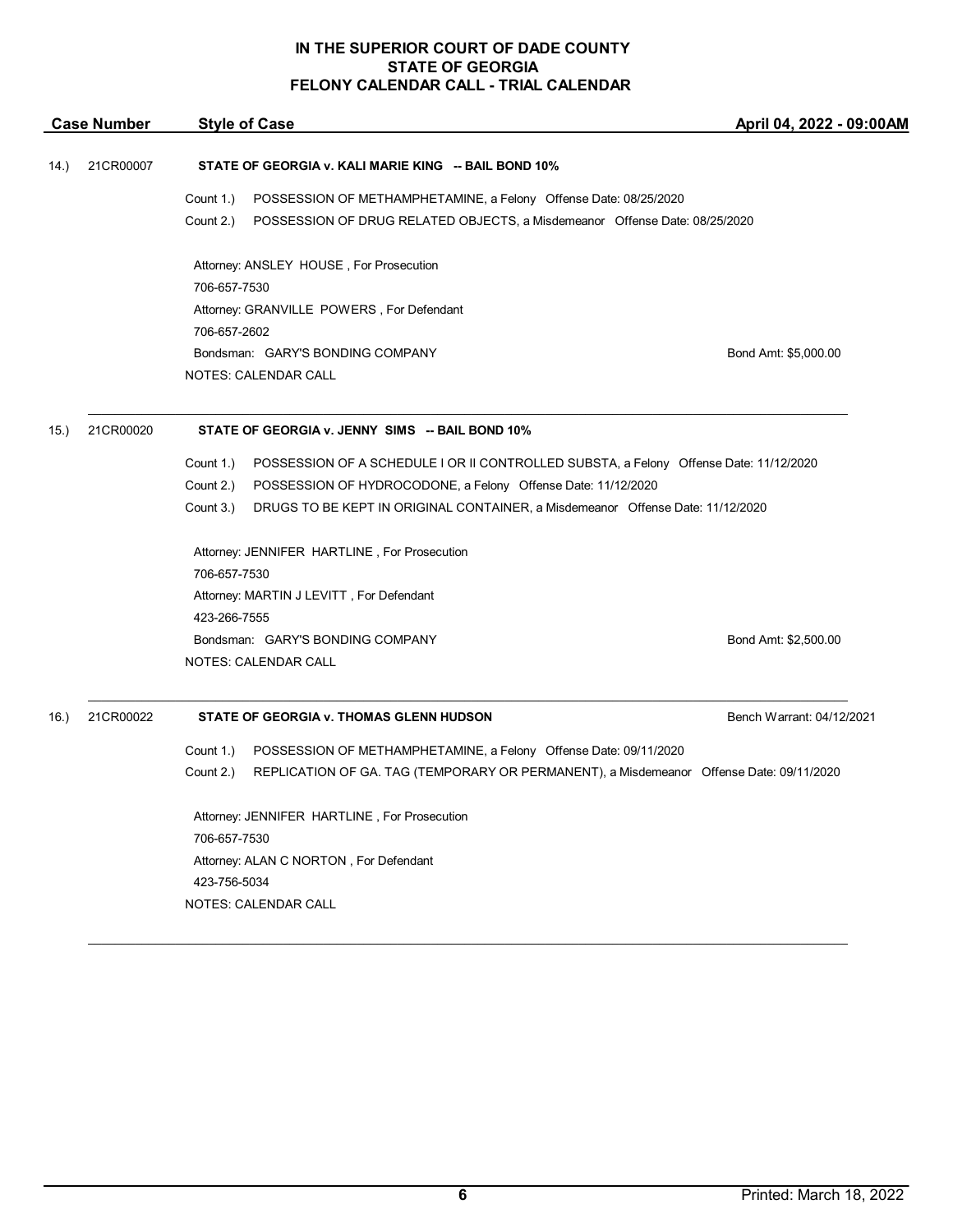# IN THE SUPERIOR COURT OF DADE COUNTY
# STATE OF GEORGIA
# FELONY CALENDAR CALL - TRIAL CALENDAR

| Case Number | Style of Case | April 04, 2022 - 09:00AM |
|---|---|---|

**14.) 21CR00007 — STATE OF GEORGIA v. KALI MARIE KING -- BAIL BOND 10%**

Count 1.) POSSESSION OF METHAMPHETAMINE, a Felony Offense Date: 08/25/2020
Count 2.) POSSESSION OF DRUG RELATED OBJECTS, a Misdemeanor Offense Date: 08/25/2020

Attorney: ANSLEY HOUSE , For Prosecution
706-657-7530
Attorney: GRANVILLE POWERS , For Defendant
706-657-2602
Bondsman: GARY'S BONDING COMPANY — Bond Amt: $5,000.00
NOTES: CALENDAR CALL

---

**15.) 21CR00020 — STATE OF GEORGIA v. JENNY SIMS -- BAIL BOND 10%**

Count 1.) POSSESSION OF A SCHEDULE I OR II CONTROLLED SUBSTA, a Felony Offense Date: 11/12/2020
Count 2.) POSSESSION OF HYDROCODONE, a Felony Offense Date: 11/12/2020
Count 3.) DRUGS TO BE KEPT IN ORIGINAL CONTAINER, a Misdemeanor Offense Date: 11/12/2020

Attorney: JENNIFER HARTLINE , For Prosecution
706-657-7530
Attorney: MARTIN J LEVITT , For Defendant
423-266-7555
Bondsman: GARY'S BONDING COMPANY — Bond Amt: $2,500.00
NOTES: CALENDAR CALL

---

**16.) 21CR00022 — STATE OF GEORGIA v. THOMAS GLENN HUDSON** — Bench Warrant: 04/12/2021

Count 1.) POSSESSION OF METHAMPHETAMINE, a Felony Offense Date: 09/11/2020
Count 2.) REPLICATION OF GA. TAG (TEMPORARY OR PERMANENT), a Misdemeanor Offense Date: 09/11/2020

Attorney: JENNIFER HARTLINE , For Prosecution
706-657-7530
Attorney: ALAN C NORTON , For Defendant
423-756-5034
NOTES: CALENDAR CALL

---

Printed: March 18, 2022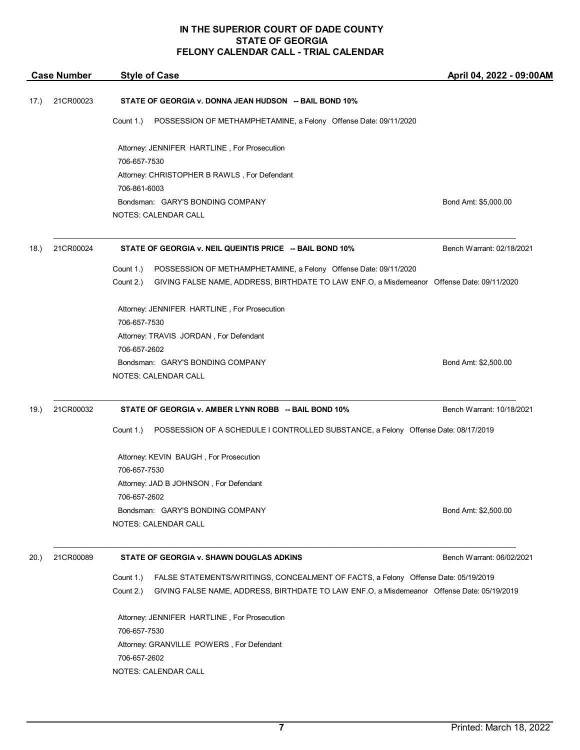# IN THE SUPERIOR COURT OF DADE COUNTY
# STATE OF GEORGIA
# FELONY CALENDAR CALL - TRIAL CALENDAR

| Case Number | Style of Case | April 04, 2022 - 09:00AM |
|---|---|---|

---

**17.) 21CR00023** — **STATE OF GEORGIA v. DONNA JEAN HUDSON -- BAIL BOND 10%**

Count 1.) POSSESSION OF METHAMPHETAMINE, a Felony Offense Date: 09/11/2020

Attorney: JENNIFER HARTLINE , For Prosecution
706-657-7530
Attorney: CHRISTOPHER B RAWLS , For Defendant
706-861-6003
Bondsman: GARY'S BONDING COMPANY — Bond Amt: $5,000.00
NOTES: CALENDAR CALL

---

**18.) 21CR00024** — **STATE OF GEORGIA v. NEIL QUEINTIS PRICE -- BAIL BOND 10%** — Bench Warrant: 02/18/2021

Count 1.) POSSESSION OF METHAMPHETAMINE, a Felony Offense Date: 09/11/2020
Count 2.) GIVING FALSE NAME, ADDRESS, BIRTHDATE TO LAW ENF.O, a Misdemeanor Offense Date: 09/11/2020

Attorney: JENNIFER HARTLINE , For Prosecution
706-657-7530
Attorney: TRAVIS JORDAN , For Defendant
706-657-2602
Bondsman: GARY'S BONDING COMPANY — Bond Amt: $2,500.00
NOTES: CALENDAR CALL

---

**19.) 21CR00032** — **STATE OF GEORGIA v. AMBER LYNN ROBB -- BAIL BOND 10%** — Bench Warrant: 10/18/2021

Count 1.) POSSESSION OF A SCHEDULE I CONTROLLED SUBSTANCE, a Felony Offense Date: 08/17/2019

Attorney: KEVIN BAUGH , For Prosecution
706-657-7530
Attorney: JAD B JOHNSON , For Defendant
706-657-2602
Bondsman: GARY'S BONDING COMPANY — Bond Amt: $2,500.00
NOTES: CALENDAR CALL

---

**20.) 21CR00089** — **STATE OF GEORGIA v. SHAWN DOUGLAS ADKINS** — Bench Warrant: 06/02/2021

Count 1.) FALSE STATEMENTS/WRITINGS, CONCEALMENT OF FACTS, a Felony Offense Date: 05/19/2019
Count 2.) GIVING FALSE NAME, ADDRESS, BIRTHDATE TO LAW ENF.O, a Misdemeanor Offense Date: 05/19/2019

Attorney: JENNIFER HARTLINE , For Prosecution
706-657-7530
Attorney: GRANVILLE POWERS , For Defendant
706-657-2602
NOTES: CALENDAR CALL

Printed: March 18, 2022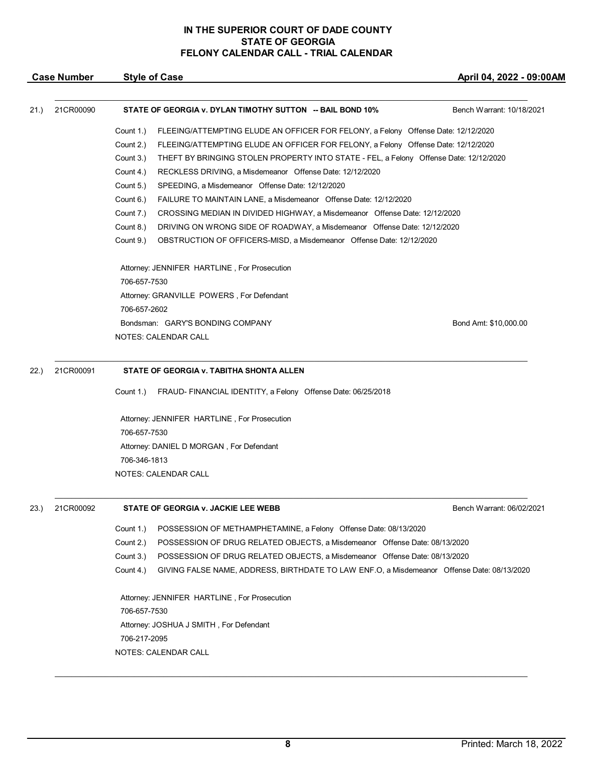# IN THE SUPERIOR COURT OF DADE COUNTY
# STATE OF GEORGIA
# FELONY CALENDAR CALL - TRIAL CALENDAR

**Case Number** | **Style of Case** | **April 04, 2022 - 09:00AM**

---

21.) 21CR00090 **STATE OF GEORGIA v. DYLAN TIMOTHY SUTTON -- BAIL BOND 10%** Bench Warrant: 10/18/2021

Count 1.) FLEEING/ATTEMPTING ELUDE AN OFFICER FOR FELONY, a Felony Offense Date: 12/12/2020
Count 2.) FLEEING/ATTEMPTING ELUDE AN OFFICER FOR FELONY, a Felony Offense Date: 12/12/2020
Count 3.) THEFT BY BRINGING STOLEN PROPERTY INTO STATE - FEL, a Felony Offense Date: 12/12/2020
Count 4.) RECKLESS DRIVING, a Misdemeanor Offense Date: 12/12/2020
Count 5.) SPEEDING, a Misdemeanor Offense Date: 12/12/2020
Count 6.) FAILURE TO MAINTAIN LANE, a Misdemeanor Offense Date: 12/12/2020
Count 7.) CROSSING MEDIAN IN DIVIDED HIGHWAY, a Misdemeanor Offense Date: 12/12/2020
Count 8.) DRIVING ON WRONG SIDE OF ROADWAY, a Misdemeanor Offense Date: 12/12/2020
Count 9.) OBSTRUCTION OF OFFICERS-MISD, a Misdemeanor Offense Date: 12/12/2020

Attorney: JENNIFER HARTLINE , For Prosecution
706-657-7530
Attorney: GRANVILLE POWERS , For Defendant
706-657-2602
Bondsman: GARY'S BONDING COMPANY Bond Amt: $10,000.00
NOTES: CALENDAR CALL

---

22.) 21CR00091 **STATE OF GEORGIA v. TABITHA SHONTA ALLEN**

Count 1.) FRAUD- FINANCIAL IDENTITY, a Felony Offense Date: 06/25/2018

Attorney: JENNIFER HARTLINE , For Prosecution
706-657-7530
Attorney: DANIEL D MORGAN , For Defendant
706-346-1813
NOTES: CALENDAR CALL

---

23.) 21CR00092 **STATE OF GEORGIA v. JACKIE LEE WEBB** Bench Warrant: 06/02/2021

Count 1.) POSSESSION OF METHAMPHETAMINE, a Felony Offense Date: 08/13/2020
Count 2.) POSSESSION OF DRUG RELATED OBJECTS, a Misdemeanor Offense Date: 08/13/2020
Count 3.) POSSESSION OF DRUG RELATED OBJECTS, a Misdemeanor Offense Date: 08/13/2020
Count 4.) GIVING FALSE NAME, ADDRESS, BIRTHDATE TO LAW ENF.O, a Misdemeanor Offense Date: 08/13/2020

Attorney: JENNIFER HARTLINE , For Prosecution
706-657-7530
Attorney: JOSHUA J SMITH , For Defendant
706-217-2095
NOTES: CALENDAR CALL

---

Printed: March 18, 2022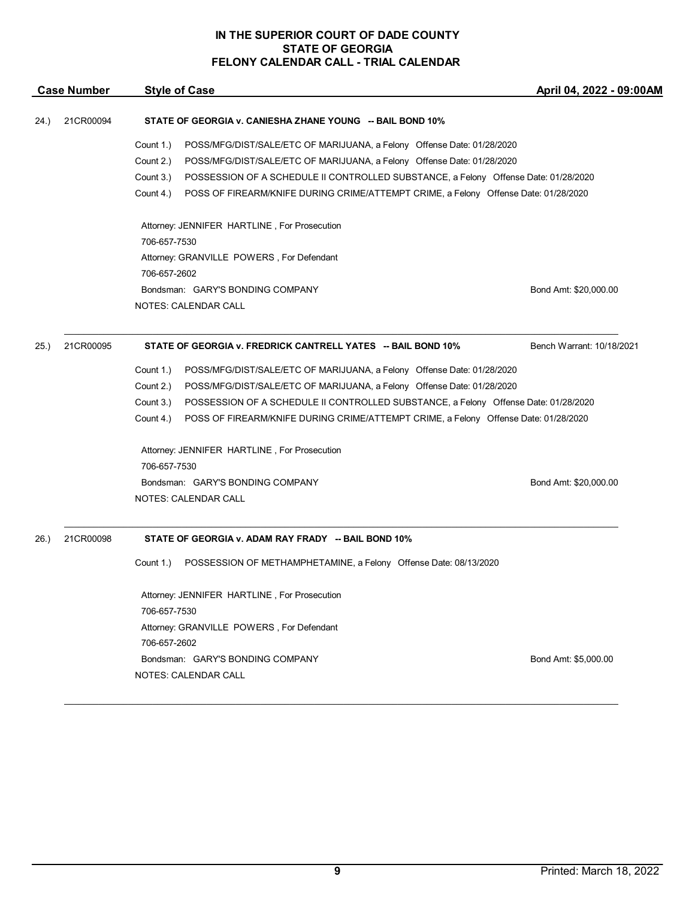# IN THE SUPERIOR COURT OF DADE COUNTY
# STATE OF GEORGIA
# FELONY CALENDAR CALL - TRIAL CALENDAR

| Case Number | Style of Case | April 04, 2022 - 09:00AM |
|---|---|---|

24.) 21CR00094 **STATE OF GEORGIA v. CANIESHA ZHANE YOUNG -- BAIL BOND 10%**

Count 1.) POSS/MFG/DIST/SALE/ETC OF MARIJUANA, a Felony Offense Date: 01/28/2020
Count 2.) POSS/MFG/DIST/SALE/ETC OF MARIJUANA, a Felony Offense Date: 01/28/2020
Count 3.) POSSESSION OF A SCHEDULE II CONTROLLED SUBSTANCE, a Felony Offense Date: 01/28/2020
Count 4.) POSS OF FIREARM/KNIFE DURING CRIME/ATTEMPT CRIME, a Felony Offense Date: 01/28/2020

Attorney: JENNIFER HARTLINE , For Prosecution
706-657-7530
Attorney: GRANVILLE POWERS , For Defendant
706-657-2602
Bondsman: GARY'S BONDING COMPANY — Bond Amt: $20,000.00
NOTES: CALENDAR CALL

---

25.) 21CR00095 **STATE OF GEORGIA v. FREDRICK CANTRELL YATES -- BAIL BOND 10%** — Bench Warrant: 10/18/2021

Count 1.) POSS/MFG/DIST/SALE/ETC OF MARIJUANA, a Felony Offense Date: 01/28/2020
Count 2.) POSS/MFG/DIST/SALE/ETC OF MARIJUANA, a Felony Offense Date: 01/28/2020
Count 3.) POSSESSION OF A SCHEDULE II CONTROLLED SUBSTANCE, a Felony Offense Date: 01/28/2020
Count 4.) POSS OF FIREARM/KNIFE DURING CRIME/ATTEMPT CRIME, a Felony Offense Date: 01/28/2020

Attorney: JENNIFER HARTLINE , For Prosecution
706-657-7530
Bondsman: GARY'S BONDING COMPANY — Bond Amt: $20,000.00
NOTES: CALENDAR CALL

---

26.) 21CR00098 **STATE OF GEORGIA v. ADAM RAY FRADY -- BAIL BOND 10%**

Count 1.) POSSESSION OF METHAMPHETAMINE, a Felony Offense Date: 08/13/2020

Attorney: JENNIFER HARTLINE , For Prosecution
706-657-7530
Attorney: GRANVILLE POWERS , For Defendant
706-657-2602
Bondsman: GARY'S BONDING COMPANY — Bond Amt: $5,000.00
NOTES: CALENDAR CALL

---

Printed: March 18, 2022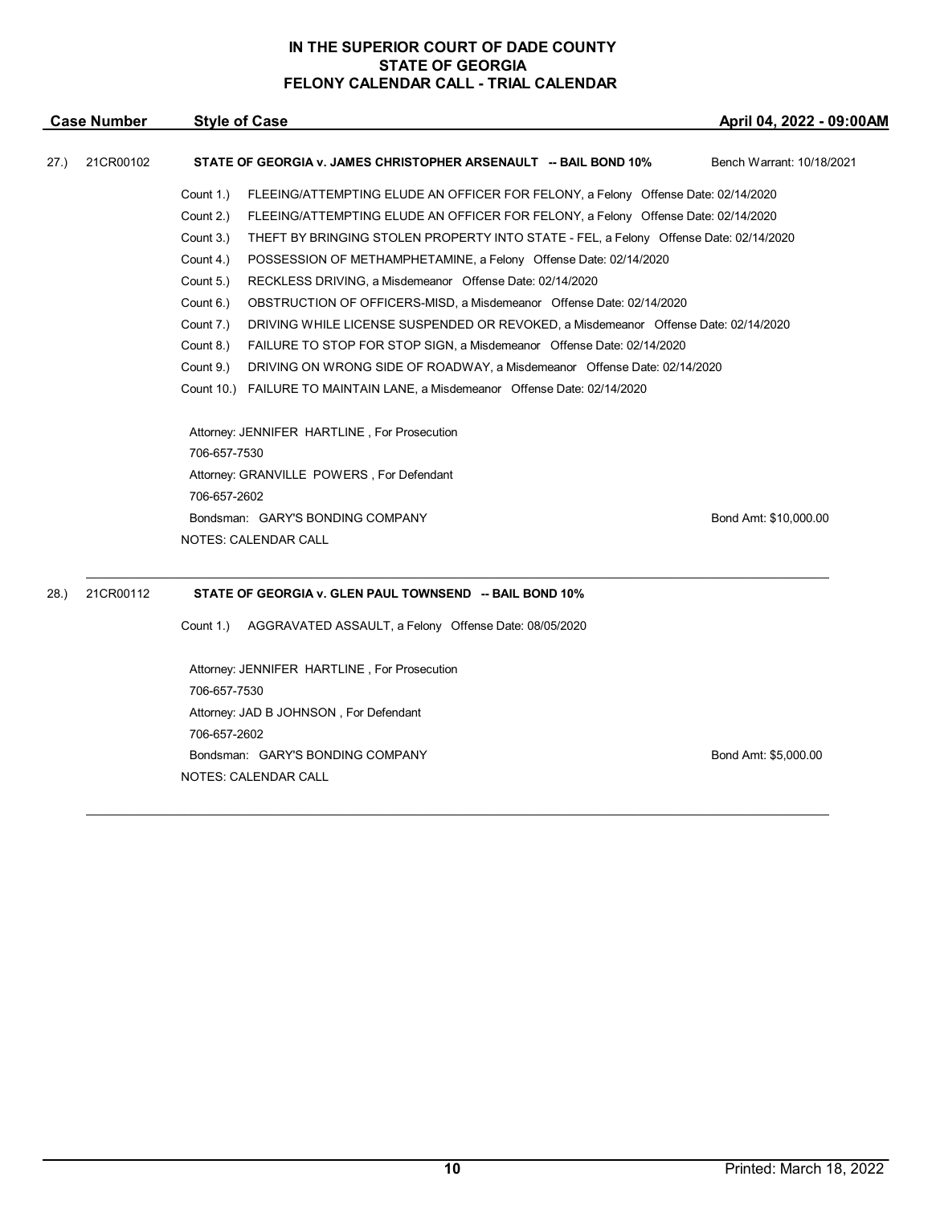**IN THE SUPERIOR COURT OF DADE COUNTY**
**STATE OF GEORGIA**
**FELONY CALENDAR CALL - TRIAL CALENDAR**

| Case Number | Style of Case | April 04, 2022 - 09:00AM |
|---|---|---|

27.) 21CR00102 **STATE OF GEORGIA v. JAMES CHRISTOPHER ARSENAULT -- BAIL BOND 10%** Bench Warrant: 10/18/2021

Count 1.) FLEEING/ATTEMPTING ELUDE AN OFFICER FOR FELONY, a Felony Offense Date: 02/14/2020
Count 2.) FLEEING/ATTEMPTING ELUDE AN OFFICER FOR FELONY, a Felony Offense Date: 02/14/2020
Count 3.) THEFT BY BRINGING STOLEN PROPERTY INTO STATE - FEL, a Felony Offense Date: 02/14/2020
Count 4.) POSSESSION OF METHAMPHETAMINE, a Felony Offense Date: 02/14/2020
Count 5.) RECKLESS DRIVING, a Misdemeanor Offense Date: 02/14/2020
Count 6.) OBSTRUCTION OF OFFICERS-MISD, a Misdemeanor Offense Date: 02/14/2020
Count 7.) DRIVING WHILE LICENSE SUSPENDED OR REVOKED, a Misdemeanor Offense Date: 02/14/2020
Count 8.) FAILURE TO STOP FOR STOP SIGN, a Misdemeanor Offense Date: 02/14/2020
Count 9.) DRIVING ON WRONG SIDE OF ROADWAY, a Misdemeanor Offense Date: 02/14/2020
Count 10.) FAILURE TO MAINTAIN LANE, a Misdemeanor Offense Date: 02/14/2020

Attorney: JENNIFER HARTLINE , For Prosecution
706-657-7530
Attorney: GRANVILLE POWERS , For Defendant
706-657-2602
Bondsman: GARY'S BONDING COMPANY Bond Amt: $10,000.00
NOTES: CALENDAR CALL

---

28.) 21CR00112 **STATE OF GEORGIA v. GLEN PAUL TOWNSEND -- BAIL BOND 10%**

Count 1.) AGGRAVATED ASSAULT, a Felony Offense Date: 08/05/2020

Attorney: JENNIFER HARTLINE , For Prosecution
706-657-7530
Attorney: JAD B JOHNSON , For Defendant
706-657-2602
Bondsman: GARY'S BONDING COMPANY Bond Amt: $5,000.00
NOTES: CALENDAR CALL

---

Printed: March 18, 2022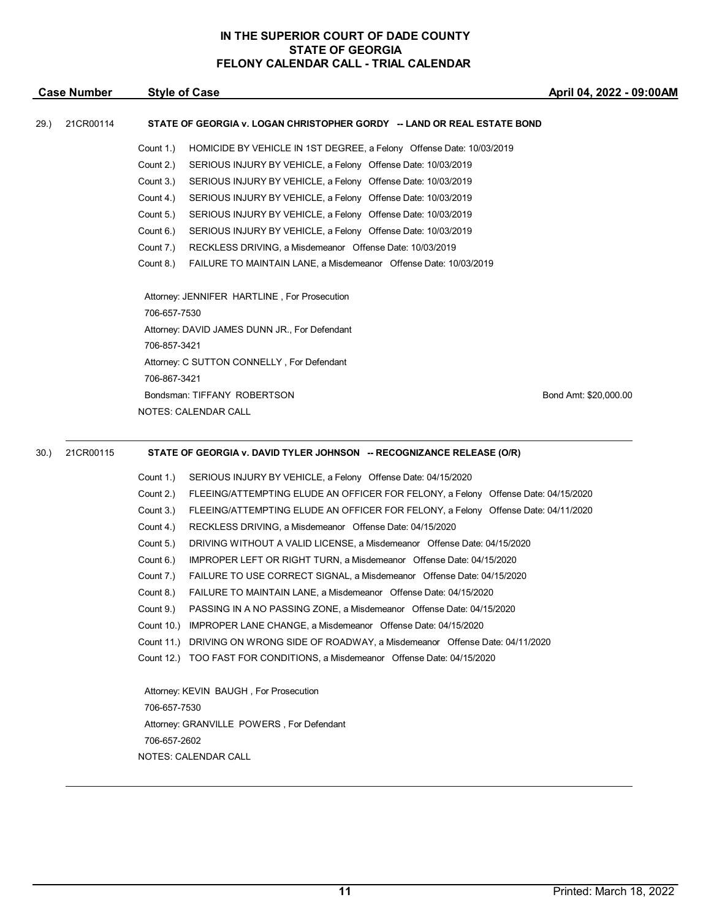**IN THE SUPERIOR COURT OF DADE COUNTY**
**STATE OF GEORGIA**
**FELONY CALENDAR CALL - TRIAL CALENDAR**

| Case Number | Style of Case | April 04, 2022 - 09:00AM |
|---|---|---|

29.) 21CR00114 **STATE OF GEORGIA v. LOGAN CHRISTOPHER GORDY -- LAND OR REAL ESTATE BOND**

Count 1.) HOMICIDE BY VEHICLE IN 1ST DEGREE, a Felony Offense Date: 10/03/2019
Count 2.) SERIOUS INJURY BY VEHICLE, a Felony Offense Date: 10/03/2019
Count 3.) SERIOUS INJURY BY VEHICLE, a Felony Offense Date: 10/03/2019
Count 4.) SERIOUS INJURY BY VEHICLE, a Felony Offense Date: 10/03/2019
Count 5.) SERIOUS INJURY BY VEHICLE, a Felony Offense Date: 10/03/2019
Count 6.) SERIOUS INJURY BY VEHICLE, a Felony Offense Date: 10/03/2019
Count 7.) RECKLESS DRIVING, a Misdemeanor Offense Date: 10/03/2019
Count 8.) FAILURE TO MAINTAIN LANE, a Misdemeanor Offense Date: 10/03/2019

Attorney: JENNIFER HARTLINE , For Prosecution
706-657-7530
Attorney: DAVID JAMES DUNN JR., For Defendant
706-857-3421
Attorney: C SUTTON CONNELLY , For Defendant
706-867-3421
Bondsman: TIFFANY ROBERTSON Bond Amt: $20,000.00
NOTES: CALENDAR CALL

---

30.) 21CR00115 **STATE OF GEORGIA v. DAVID TYLER JOHNSON -- RECOGNIZANCE RELEASE (O/R)**

Count 1.) SERIOUS INJURY BY VEHICLE, a Felony Offense Date: 04/15/2020
Count 2.) FLEEING/ATTEMPTING ELUDE AN OFFICER FOR FELONY, a Felony Offense Date: 04/15/2020
Count 3.) FLEEING/ATTEMPTING ELUDE AN OFFICER FOR FELONY, a Felony Offense Date: 04/11/2020
Count 4.) RECKLESS DRIVING, a Misdemeanor Offense Date: 04/15/2020
Count 5.) DRIVING WITHOUT A VALID LICENSE, a Misdemeanor Offense Date: 04/15/2020
Count 6.) IMPROPER LEFT OR RIGHT TURN, a Misdemeanor Offense Date: 04/15/2020
Count 7.) FAILURE TO USE CORRECT SIGNAL, a Misdemeanor Offense Date: 04/15/2020
Count 8.) FAILURE TO MAINTAIN LANE, a Misdemeanor Offense Date: 04/15/2020
Count 9.) PASSING IN A NO PASSING ZONE, a Misdemeanor Offense Date: 04/15/2020
Count 10.) IMPROPER LANE CHANGE, a Misdemeanor Offense Date: 04/15/2020
Count 11.) DRIVING ON WRONG SIDE OF ROADWAY, a Misdemeanor Offense Date: 04/11/2020
Count 12.) TOO FAST FOR CONDITIONS, a Misdemeanor Offense Date: 04/15/2020

Attorney: KEVIN BAUGH , For Prosecution
706-657-7530
Attorney: GRANVILLE POWERS , For Defendant
706-657-2602
NOTES: CALENDAR CALL

---

Printed: March 18, 2022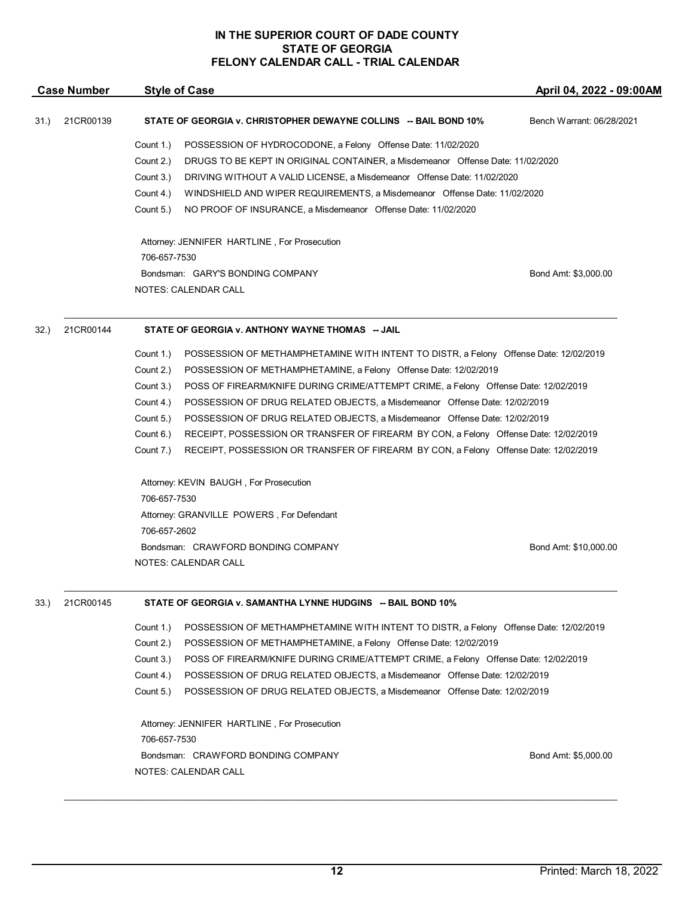# IN THE SUPERIOR COURT OF DADE COUNTY
## STATE OF GEORGIA
## FELONY CALENDAR CALL - TRIAL CALENDAR

| Case Number | Style of Case | April 04, 2022 - 09:00AM |
|---|---|---|

**31.) 21CR00139 — STATE OF GEORGIA v. CHRISTOPHER DEWAYNE COLLINS -- BAIL BOND 10%** — Bench Warrant: 06/28/2021

- Count 1.) POSSESSION OF HYDROCODONE, a Felony Offense Date: 11/02/2020
- Count 2.) DRUGS TO BE KEPT IN ORIGINAL CONTAINER, a Misdemeanor Offense Date: 11/02/2020
- Count 3.) DRIVING WITHOUT A VALID LICENSE, a Misdemeanor Offense Date: 11/02/2020
- Count 4.) WINDSHIELD AND WIPER REQUIREMENTS, a Misdemeanor Offense Date: 11/02/2020
- Count 5.) NO PROOF OF INSURANCE, a Misdemeanor Offense Date: 11/02/2020

Attorney: JENNIFER HARTLINE , For Prosecution
706-657-7530
Bondsman: GARY'S BONDING COMPANY — Bond Amt: $3,000.00
NOTES: CALENDAR CALL

---

**32.) 21CR00144 — STATE OF GEORGIA v. ANTHONY WAYNE THOMAS -- JAIL**

- Count 1.) POSSESSION OF METHAMPHETAMINE WITH INTENT TO DISTR, a Felony Offense Date: 12/02/2019
- Count 2.) POSSESSION OF METHAMPHETAMINE, a Felony Offense Date: 12/02/2019
- Count 3.) POSS OF FIREARM/KNIFE DURING CRIME/ATTEMPT CRIME, a Felony Offense Date: 12/02/2019
- Count 4.) POSSESSION OF DRUG RELATED OBJECTS, a Misdemeanor Offense Date: 12/02/2019
- Count 5.) POSSESSION OF DRUG RELATED OBJECTS, a Misdemeanor Offense Date: 12/02/2019
- Count 6.) RECEIPT, POSSESSION OR TRANSFER OF FIREARM BY CON, a Felony Offense Date: 12/02/2019
- Count 7.) RECEIPT, POSSESSION OR TRANSFER OF FIREARM BY CON, a Felony Offense Date: 12/02/2019

Attorney: KEVIN BAUGH , For Prosecution
706-657-7530
Attorney: GRANVILLE POWERS , For Defendant
706-657-2602
Bondsman: CRAWFORD BONDING COMPANY — Bond Amt: $10,000.00
NOTES: CALENDAR CALL

---

**33.) 21CR00145 — STATE OF GEORGIA v. SAMANTHA LYNNE HUDGINS -- BAIL BOND 10%**

- Count 1.) POSSESSION OF METHAMPHETAMINE WITH INTENT TO DISTR, a Felony Offense Date: 12/02/2019
- Count 2.) POSSESSION OF METHAMPHETAMINE, a Felony Offense Date: 12/02/2019
- Count 3.) POSS OF FIREARM/KNIFE DURING CRIME/ATTEMPT CRIME, a Felony Offense Date: 12/02/2019
- Count 4.) POSSESSION OF DRUG RELATED OBJECTS, a Misdemeanor Offense Date: 12/02/2019
- Count 5.) POSSESSION OF DRUG RELATED OBJECTS, a Misdemeanor Offense Date: 12/02/2019

Attorney: JENNIFER HARTLINE , For Prosecution
706-657-7530
Bondsman: CRAWFORD BONDING COMPANY — Bond Amt: $5,000.00
NOTES: CALENDAR CALL

---

Printed: March 18, 2022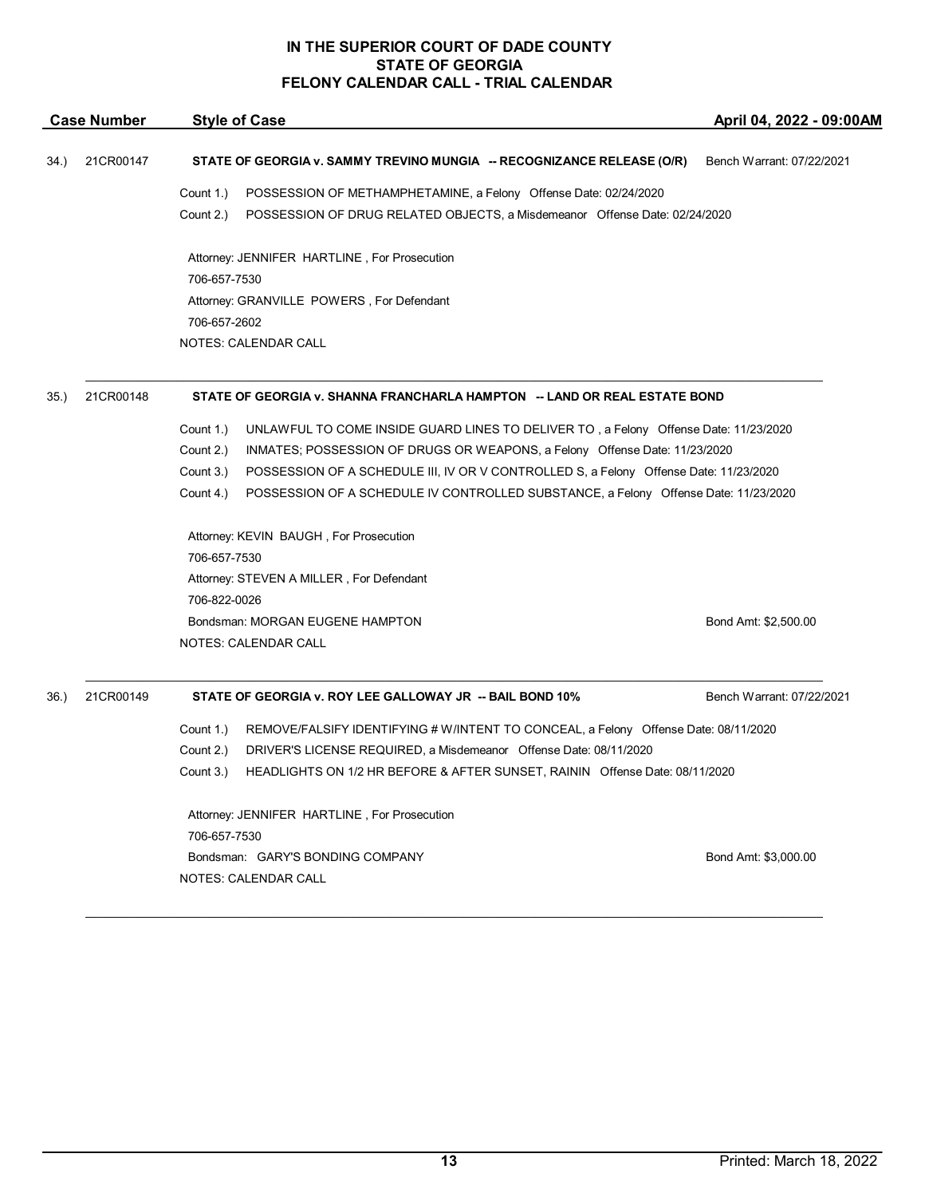# IN THE SUPERIOR COURT OF DADE COUNTY
# STATE OF GEORGIA
# FELONY CALENDAR CALL - TRIAL CALENDAR

| Case Number | Style of Case | April 04, 2022 - 09:00AM |
|---|---|---|

**34.) 21CR00147** **STATE OF GEORGIA v. SAMMY TREVINO MUNGIA -- RECOGNIZANCE RELEASE (O/R)** Bench Warrant: 07/22/2021

Count 1.) POSSESSION OF METHAMPHETAMINE, a Felony Offense Date: 02/24/2020
Count 2.) POSSESSION OF DRUG RELATED OBJECTS, a Misdemeanor Offense Date: 02/24/2020

Attorney: JENNIFER HARTLINE , For Prosecution
706-657-7530
Attorney: GRANVILLE POWERS , For Defendant
706-657-2602
NOTES: CALENDAR CALL

---

**35.) 21CR00148** **STATE OF GEORGIA v. SHANNA FRANCHARLA HAMPTON -- LAND OR REAL ESTATE BOND**

Count 1.) UNLAWFUL TO COME INSIDE GUARD LINES TO DELIVER TO , a Felony Offense Date: 11/23/2020
Count 2.) INMATES; POSSESSION OF DRUGS OR WEAPONS, a Felony Offense Date: 11/23/2020
Count 3.) POSSESSION OF A SCHEDULE III, IV OR V CONTROLLED S, a Felony Offense Date: 11/23/2020
Count 4.) POSSESSION OF A SCHEDULE IV CONTROLLED SUBSTANCE, a Felony Offense Date: 11/23/2020

Attorney: KEVIN BAUGH , For Prosecution
706-657-7530
Attorney: STEVEN A MILLER , For Defendant
706-822-0026
Bondsman: MORGAN EUGENE HAMPTON Bond Amt: $2,500.00
NOTES: CALENDAR CALL

---

**36.) 21CR00149** **STATE OF GEORGIA v. ROY LEE GALLOWAY JR -- BAIL BOND 10%** Bench Warrant: 07/22/2021

Count 1.) REMOVE/FALSIFY IDENTIFYING # W/INTENT TO CONCEAL, a Felony Offense Date: 08/11/2020
Count 2.) DRIVER'S LICENSE REQUIRED, a Misdemeanor Offense Date: 08/11/2020
Count 3.) HEADLIGHTS ON 1/2 HR BEFORE & AFTER SUNSET, RAININ Offense Date: 08/11/2020

Attorney: JENNIFER HARTLINE , For Prosecution
706-657-7530
Bondsman: GARY'S BONDING COMPANY Bond Amt: $3,000.00
NOTES: CALENDAR CALL

---

Printed: March 18, 2022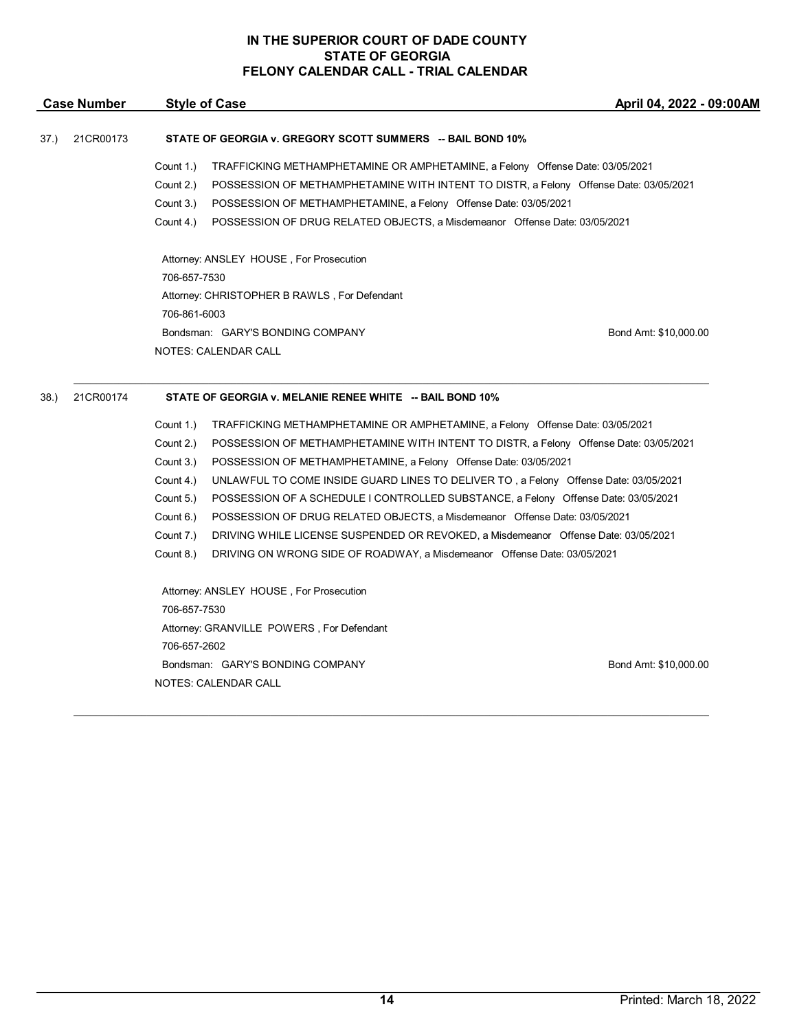**IN THE SUPERIOR COURT OF DADE COUNTY**
**STATE OF GEORGIA**
**FELONY CALENDAR CALL - TRIAL CALENDAR**

| Case Number | Style of Case | April 04, 2022 - 09:00AM |
|---|---|---|

37.) 21CR00173 **STATE OF GEORGIA v. GREGORY SCOTT SUMMERS -- BAIL BOND 10%**

Count 1.) TRAFFICKING METHAMPHETAMINE OR AMPHETAMINE, a Felony Offense Date: 03/05/2021
Count 2.) POSSESSION OF METHAMPHETAMINE WITH INTENT TO DISTR, a Felony Offense Date: 03/05/2021
Count 3.) POSSESSION OF METHAMPHETAMINE, a Felony Offense Date: 03/05/2021
Count 4.) POSSESSION OF DRUG RELATED OBJECTS, a Misdemeanor Offense Date: 03/05/2021

Attorney: ANSLEY HOUSE , For Prosecution
706-657-7530
Attorney: CHRISTOPHER B RAWLS , For Defendant
706-861-6003
Bondsman: GARY'S BONDING COMPANY Bond Amt: $10,000.00
NOTES: CALENDAR CALL

---

38.) 21CR00174 **STATE OF GEORGIA v. MELANIE RENEE WHITE -- BAIL BOND 10%**

Count 1.) TRAFFICKING METHAMPHETAMINE OR AMPHETAMINE, a Felony Offense Date: 03/05/2021
Count 2.) POSSESSION OF METHAMPHETAMINE WITH INTENT TO DISTR, a Felony Offense Date: 03/05/2021
Count 3.) POSSESSION OF METHAMPHETAMINE, a Felony Offense Date: 03/05/2021
Count 4.) UNLAWFUL TO COME INSIDE GUARD LINES TO DELIVER TO , a Felony Offense Date: 03/05/2021
Count 5.) POSSESSION OF A SCHEDULE I CONTROLLED SUBSTANCE, a Felony Offense Date: 03/05/2021
Count 6.) POSSESSION OF DRUG RELATED OBJECTS, a Misdemeanor Offense Date: 03/05/2021
Count 7.) DRIVING WHILE LICENSE SUSPENDED OR REVOKED, a Misdemeanor Offense Date: 03/05/2021
Count 8.) DRIVING ON WRONG SIDE OF ROADWAY, a Misdemeanor Offense Date: 03/05/2021

Attorney: ANSLEY HOUSE , For Prosecution
706-657-7530
Attorney: GRANVILLE POWERS , For Defendant
706-657-2602
Bondsman: GARY'S BONDING COMPANY Bond Amt: $10,000.00
NOTES: CALENDAR CALL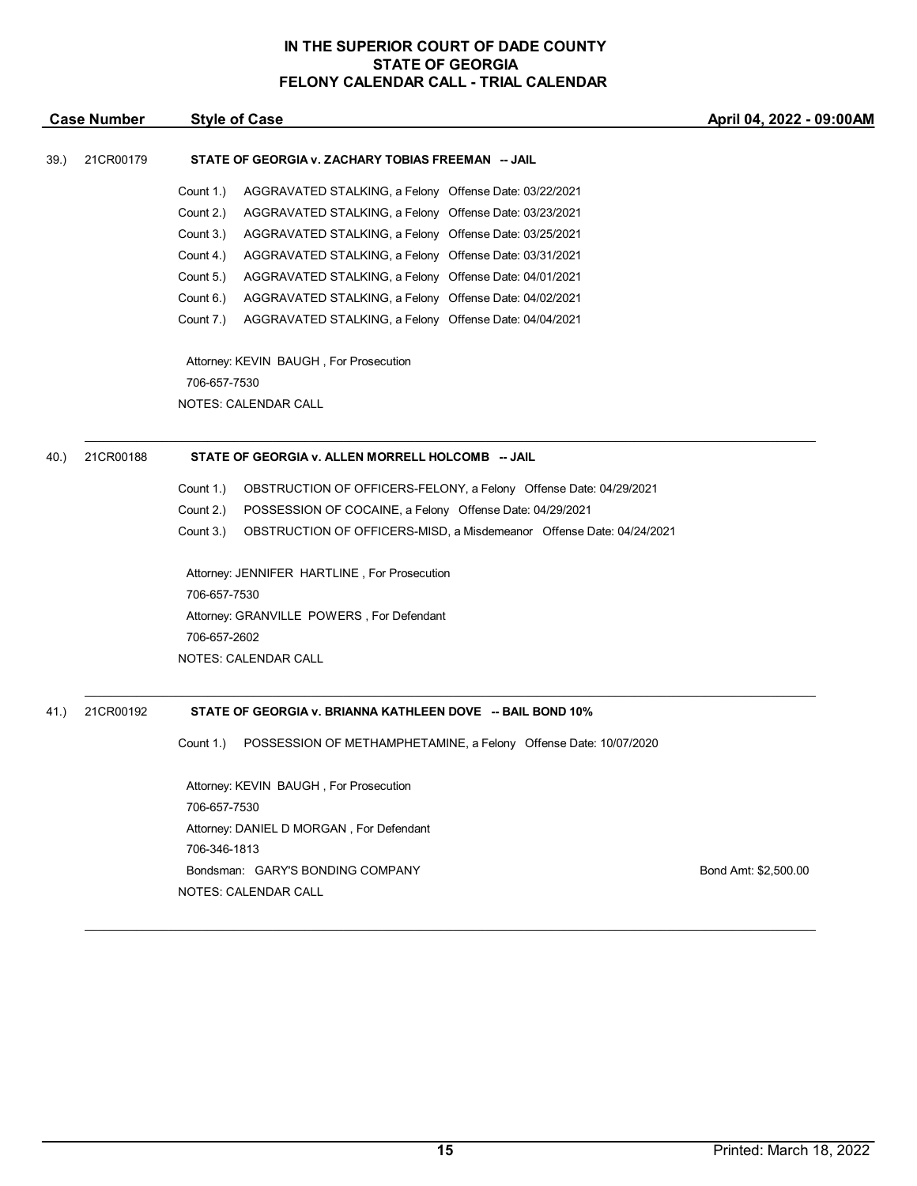**IN THE SUPERIOR COURT OF DADE COUNTY**
**STATE OF GEORGIA**
**FELONY CALENDAR CALL - TRIAL CALENDAR**

| Case Number | Style of Case | April 04, 2022 - 09:00AM |
|---|---|---|

39.) 21CR00179 **STATE OF GEORGIA v. ZACHARY TOBIAS FREEMAN -- JAIL**

Count 1.) AGGRAVATED STALKING, a Felony Offense Date: 03/22/2021
Count 2.) AGGRAVATED STALKING, a Felony Offense Date: 03/23/2021
Count 3.) AGGRAVATED STALKING, a Felony Offense Date: 03/25/2021
Count 4.) AGGRAVATED STALKING, a Felony Offense Date: 03/31/2021
Count 5.) AGGRAVATED STALKING, a Felony Offense Date: 04/01/2021
Count 6.) AGGRAVATED STALKING, a Felony Offense Date: 04/02/2021
Count 7.) AGGRAVATED STALKING, a Felony Offense Date: 04/04/2021

Attorney: KEVIN BAUGH , For Prosecution
706-657-7530
NOTES: CALENDAR CALL

---

40.) 21CR00188 **STATE OF GEORGIA v. ALLEN MORRELL HOLCOMB -- JAIL**

Count 1.) OBSTRUCTION OF OFFICERS-FELONY, a Felony Offense Date: 04/29/2021
Count 2.) POSSESSION OF COCAINE, a Felony Offense Date: 04/29/2021
Count 3.) OBSTRUCTION OF OFFICERS-MISD, a Misdemeanor Offense Date: 04/24/2021

Attorney: JENNIFER HARTLINE , For Prosecution
706-657-7530
Attorney: GRANVILLE POWERS , For Defendant
706-657-2602
NOTES: CALENDAR CALL

---

41.) 21CR00192 **STATE OF GEORGIA v. BRIANNA KATHLEEN DOVE -- BAIL BOND 10%**

Count 1.) POSSESSION OF METHAMPHETAMINE, a Felony Offense Date: 10/07/2020

Attorney: KEVIN BAUGH , For Prosecution
706-657-7530
Attorney: DANIEL D MORGAN , For Defendant
706-346-1813
Bondsman: GARY'S BONDING COMPANY Bond Amt: $2,500.00
NOTES: CALENDAR CALL

---

Printed: March 18, 2022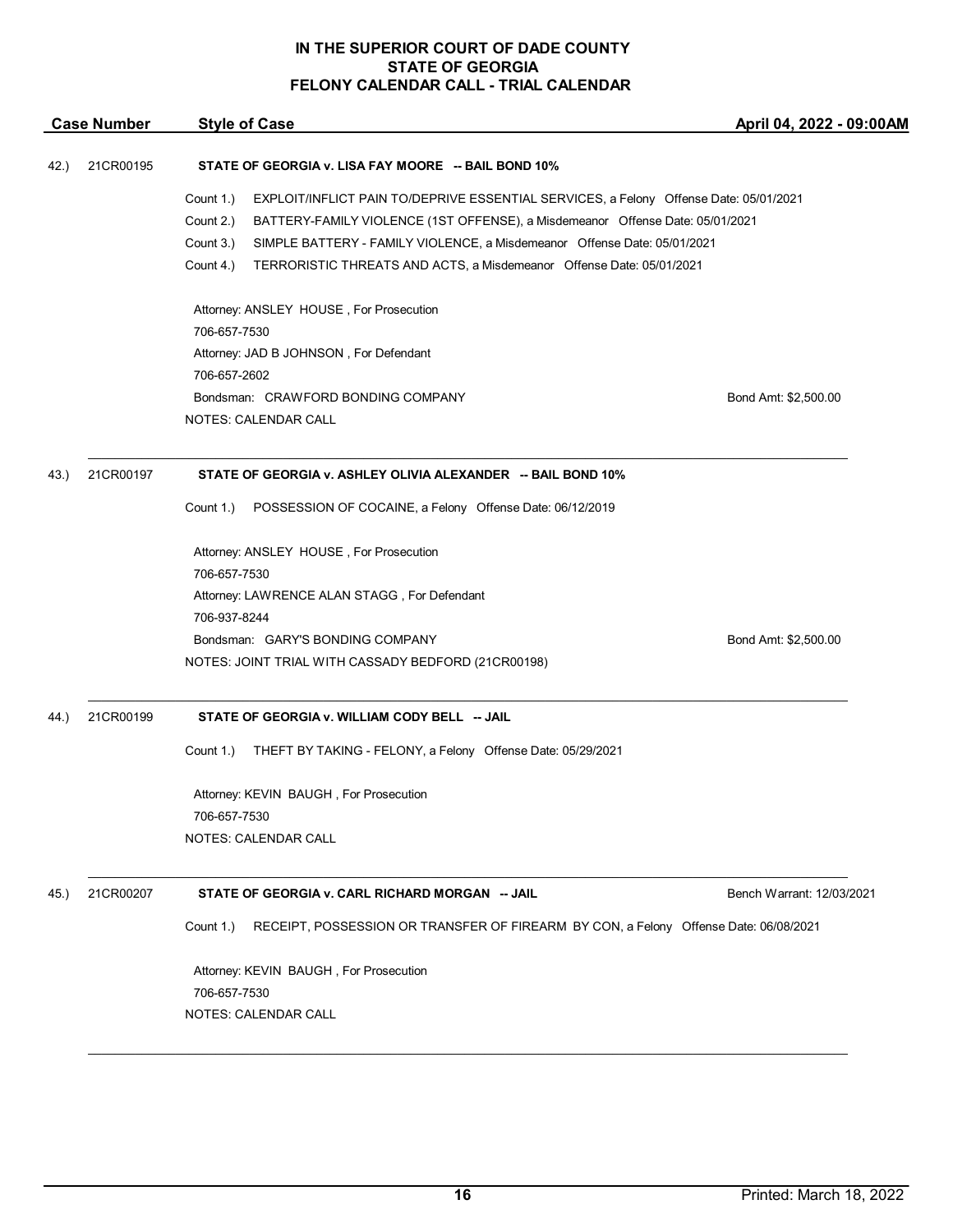# IN THE SUPERIOR COURT OF DADE COUNTY
# STATE OF GEORGIA
# FELONY CALENDAR CALL - TRIAL CALENDAR

**Case Number** | **Style of Case** | **April 04, 2022 - 09:00AM**

---

42.) 21CR00195 **STATE OF GEORGIA v. LISA FAY MOORE -- BAIL BOND 10%**

Count 1.) EXPLOIT/INFLICT PAIN TO/DEPRIVE ESSENTIAL SERVICES, a Felony Offense Date: 05/01/2021
Count 2.) BATTERY-FAMILY VIOLENCE (1ST OFFENSE), a Misdemeanor Offense Date: 05/01/2021
Count 3.) SIMPLE BATTERY - FAMILY VIOLENCE, a Misdemeanor Offense Date: 05/01/2021
Count 4.) TERRORISTIC THREATS AND ACTS, a Misdemeanor Offense Date: 05/01/2021

Attorney: ANSLEY HOUSE , For Prosecution
706-657-7530
Attorney: JAD B JOHNSON , For Defendant
706-657-2602
Bondsman: CRAWFORD BONDING COMPANY Bond Amt: $2,500.00
NOTES: CALENDAR CALL

---

43.) 21CR00197 **STATE OF GEORGIA v. ASHLEY OLIVIA ALEXANDER -- BAIL BOND 10%**

Count 1.) POSSESSION OF COCAINE, a Felony Offense Date: 06/12/2019

Attorney: ANSLEY HOUSE , For Prosecution
706-657-7530
Attorney: LAWRENCE ALAN STAGG , For Defendant
706-937-8244
Bondsman: GARY'S BONDING COMPANY Bond Amt: $2,500.00
NOTES: JOINT TRIAL WITH CASSADY BEDFORD (21CR00198)

---

44.) 21CR00199 **STATE OF GEORGIA v. WILLIAM CODY BELL -- JAIL**

Count 1.) THEFT BY TAKING - FELONY, a Felony Offense Date: 05/29/2021

Attorney: KEVIN BAUGH , For Prosecution
706-657-7530
NOTES: CALENDAR CALL

---

45.) 21CR00207 **STATE OF GEORGIA v. CARL RICHARD MORGAN -- JAIL** Bench Warrant: 12/03/2021

Count 1.) RECEIPT, POSSESSION OR TRANSFER OF FIREARM BY CON, a Felony Offense Date: 06/08/2021

Attorney: KEVIN BAUGH , For Prosecution
706-657-7530
NOTES: CALENDAR CALL

---

Printed: March 18, 2022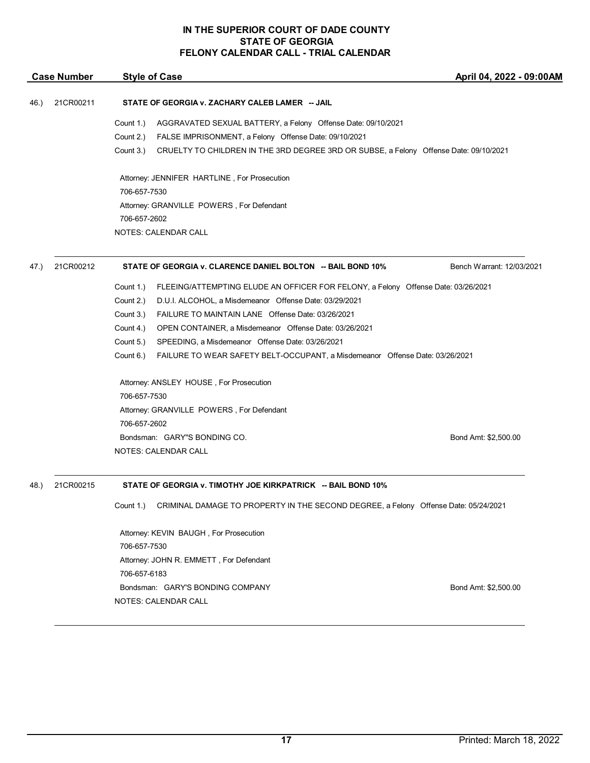# IN THE SUPERIOR COURT OF DADE COUNTY
# STATE OF GEORGIA
# FELONY CALENDAR CALL - TRIAL CALENDAR

| Case Number | Style of Case | April 04, 2022 - 09:00AM |
|---|---|---|

46.) 21CR00211 **STATE OF GEORGIA v. ZACHARY CALEB LAMER -- JAIL**

Count 1.) AGGRAVATED SEXUAL BATTERY, a Felony Offense Date: 09/10/2021
Count 2.) FALSE IMPRISONMENT, a Felony Offense Date: 09/10/2021
Count 3.) CRUELTY TO CHILDREN IN THE 3RD DEGREE 3RD OR SUBSE, a Felony Offense Date: 09/10/2021

Attorney: JENNIFER HARTLINE , For Prosecution
706-657-7530
Attorney: GRANVILLE POWERS , For Defendant
706-657-2602
NOTES: CALENDAR CALL

---

47.) 21CR00212 **STATE OF GEORGIA v. CLARENCE DANIEL BOLTON -- BAIL BOND 10%** Bench Warrant: 12/03/2021

Count 1.) FLEEING/ATTEMPTING ELUDE AN OFFICER FOR FELONY, a Felony Offense Date: 03/26/2021
Count 2.) D.U.I. ALCOHOL, a Misdemeanor Offense Date: 03/29/2021
Count 3.) FAILURE TO MAINTAIN LANE Offense Date: 03/26/2021
Count 4.) OPEN CONTAINER, a Misdemeanor Offense Date: 03/26/2021
Count 5.) SPEEDING, a Misdemeanor Offense Date: 03/26/2021
Count 6.) FAILURE TO WEAR SAFETY BELT-OCCUPANT, a Misdemeanor Offense Date: 03/26/2021

Attorney: ANSLEY HOUSE , For Prosecution
706-657-7530
Attorney: GRANVILLE POWERS , For Defendant
706-657-2602
Bondsman: GARY"S BONDING CO. Bond Amt: $2,500.00
NOTES: CALENDAR CALL

---

48.) 21CR00215 **STATE OF GEORGIA v. TIMOTHY JOE KIRKPATRICK -- BAIL BOND 10%**

Count 1.) CRIMINAL DAMAGE TO PROPERTY IN THE SECOND DEGREE, a Felony Offense Date: 05/24/2021

Attorney: KEVIN BAUGH , For Prosecution
706-657-7530
Attorney: JOHN R. EMMETT , For Defendant
706-657-6183
Bondsman: GARY'S BONDING COMPANY Bond Amt: $2,500.00
NOTES: CALENDAR CALL

---

Printed: March 18, 2022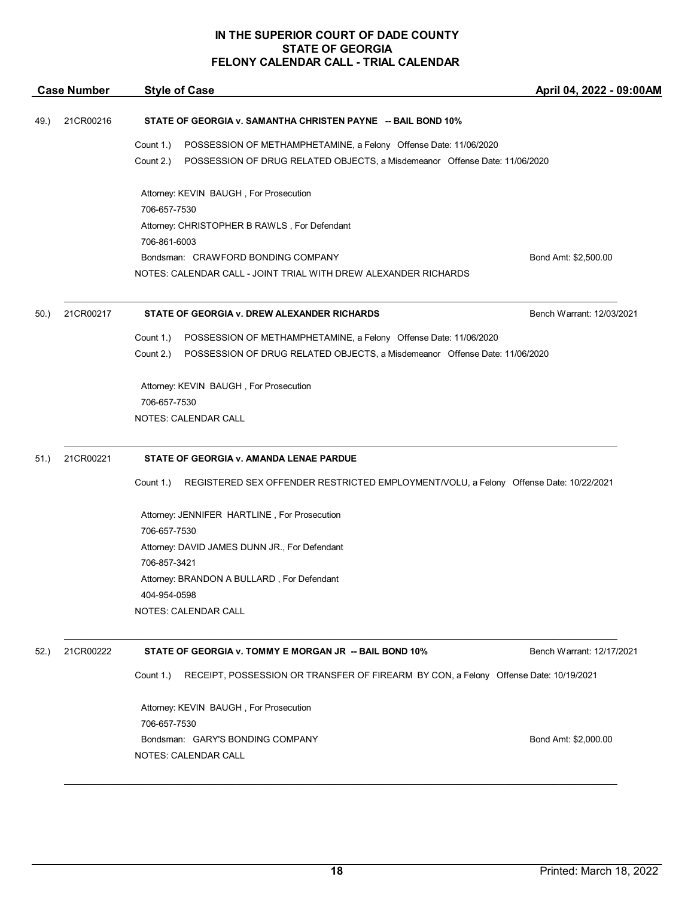**IN THE SUPERIOR COURT OF DADE COUNTY**
**STATE OF GEORGIA**
**FELONY CALENDAR CALL - TRIAL CALENDAR**

| Case Number | Style of Case | April 04, 2022 - 09:00AM |
|---|---|---|

49.) 21CR00216 **STATE OF GEORGIA v. SAMANTHA CHRISTEN PAYNE -- BAIL BOND 10%**

Count 1.) POSSESSION OF METHAMPHETAMINE, a Felony Offense Date: 11/06/2020
Count 2.) POSSESSION OF DRUG RELATED OBJECTS, a Misdemeanor Offense Date: 11/06/2020

Attorney: KEVIN BAUGH , For Prosecution
706-657-7530
Attorney: CHRISTOPHER B RAWLS , For Defendant
706-861-6003
Bondsman: CRAWFORD BONDING COMPANY — Bond Amt: $2,500.00
NOTES: CALENDAR CALL - JOINT TRIAL WITH DREW ALEXANDER RICHARDS

---

50.) 21CR00217 **STATE OF GEORGIA v. DREW ALEXANDER RICHARDS** — Bench Warrant: 12/03/2021

Count 1.) POSSESSION OF METHAMPHETAMINE, a Felony Offense Date: 11/06/2020
Count 2.) POSSESSION OF DRUG RELATED OBJECTS, a Misdemeanor Offense Date: 11/06/2020

Attorney: KEVIN BAUGH , For Prosecution
706-657-7530
NOTES: CALENDAR CALL

---

51.) 21CR00221 **STATE OF GEORGIA v. AMANDA LENAE PARDUE**

Count 1.) REGISTERED SEX OFFENDER RESTRICTED EMPLOYMENT/VOLU, a Felony Offense Date: 10/22/2021

Attorney: JENNIFER HARTLINE , For Prosecution
706-657-7530
Attorney: DAVID JAMES DUNN JR., For Defendant
706-857-3421
Attorney: BRANDON A BULLARD , For Defendant
404-954-0598
NOTES: CALENDAR CALL

---

52.) 21CR00222 **STATE OF GEORGIA v. TOMMY E MORGAN JR -- BAIL BOND 10%** — Bench Warrant: 12/17/2021

Count 1.) RECEIPT, POSSESSION OR TRANSFER OF FIREARM BY CON, a Felony Offense Date: 10/19/2021

Attorney: KEVIN BAUGH , For Prosecution
706-657-7530
Bondsman: GARY'S BONDING COMPANY — Bond Amt: $2,000.00
NOTES: CALENDAR CALL

---

Printed: March 18, 2022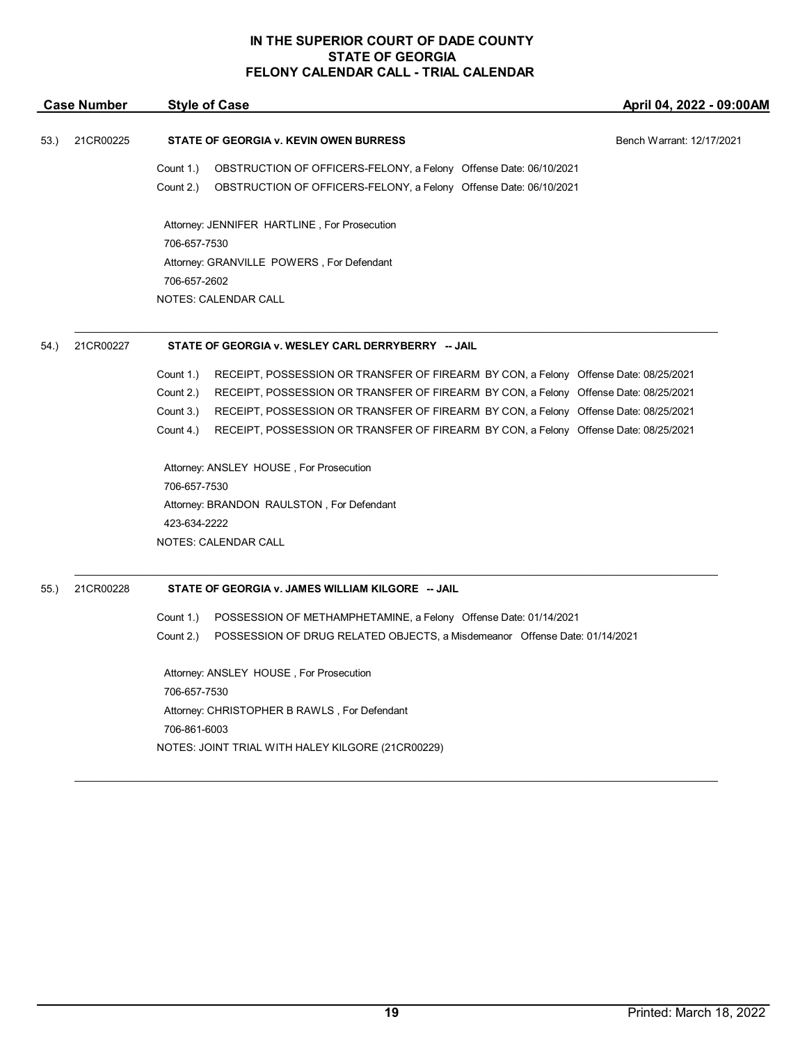# IN THE SUPERIOR COURT OF DADE COUNTY
# STATE OF GEORGIA
# FELONY CALENDAR CALL - TRIAL CALENDAR

| Case Number | Style of Case | April 04, 2022 - 09:00AM |
|---|---|---|

53.) 21CR00225 **STATE OF GEORGIA v. KEVIN OWEN BURRESS** Bench Warrant: 12/17/2021

Count 1.) OBSTRUCTION OF OFFICERS-FELONY, a Felony Offense Date: 06/10/2021
Count 2.) OBSTRUCTION OF OFFICERS-FELONY, a Felony Offense Date: 06/10/2021

Attorney: JENNIFER HARTLINE , For Prosecution
706-657-7530
Attorney: GRANVILLE POWERS , For Defendant
706-657-2602
NOTES: CALENDAR CALL

---

54.) 21CR00227 **STATE OF GEORGIA v. WESLEY CARL DERRYBERRY -- JAIL**

Count 1.) RECEIPT, POSSESSION OR TRANSFER OF FIREARM BY CON, a Felony Offense Date: 08/25/2021
Count 2.) RECEIPT, POSSESSION OR TRANSFER OF FIREARM BY CON, a Felony Offense Date: 08/25/2021
Count 3.) RECEIPT, POSSESSION OR TRANSFER OF FIREARM BY CON, a Felony Offense Date: 08/25/2021
Count 4.) RECEIPT, POSSESSION OR TRANSFER OF FIREARM BY CON, a Felony Offense Date: 08/25/2021

Attorney: ANSLEY HOUSE , For Prosecution
706-657-7530
Attorney: BRANDON RAULSTON , For Defendant
423-634-2222
NOTES: CALENDAR CALL

---

55.) 21CR00228 **STATE OF GEORGIA v. JAMES WILLIAM KILGORE -- JAIL**

Count 1.) POSSESSION OF METHAMPHETAMINE, a Felony Offense Date: 01/14/2021
Count 2.) POSSESSION OF DRUG RELATED OBJECTS, a Misdemeanor Offense Date: 01/14/2021

Attorney: ANSLEY HOUSE , For Prosecution
706-657-7530
Attorney: CHRISTOPHER B RAWLS , For Defendant
706-861-6003
NOTES: JOINT TRIAL WITH HALEY KILGORE (21CR00229)

---

Printed: March 18, 2022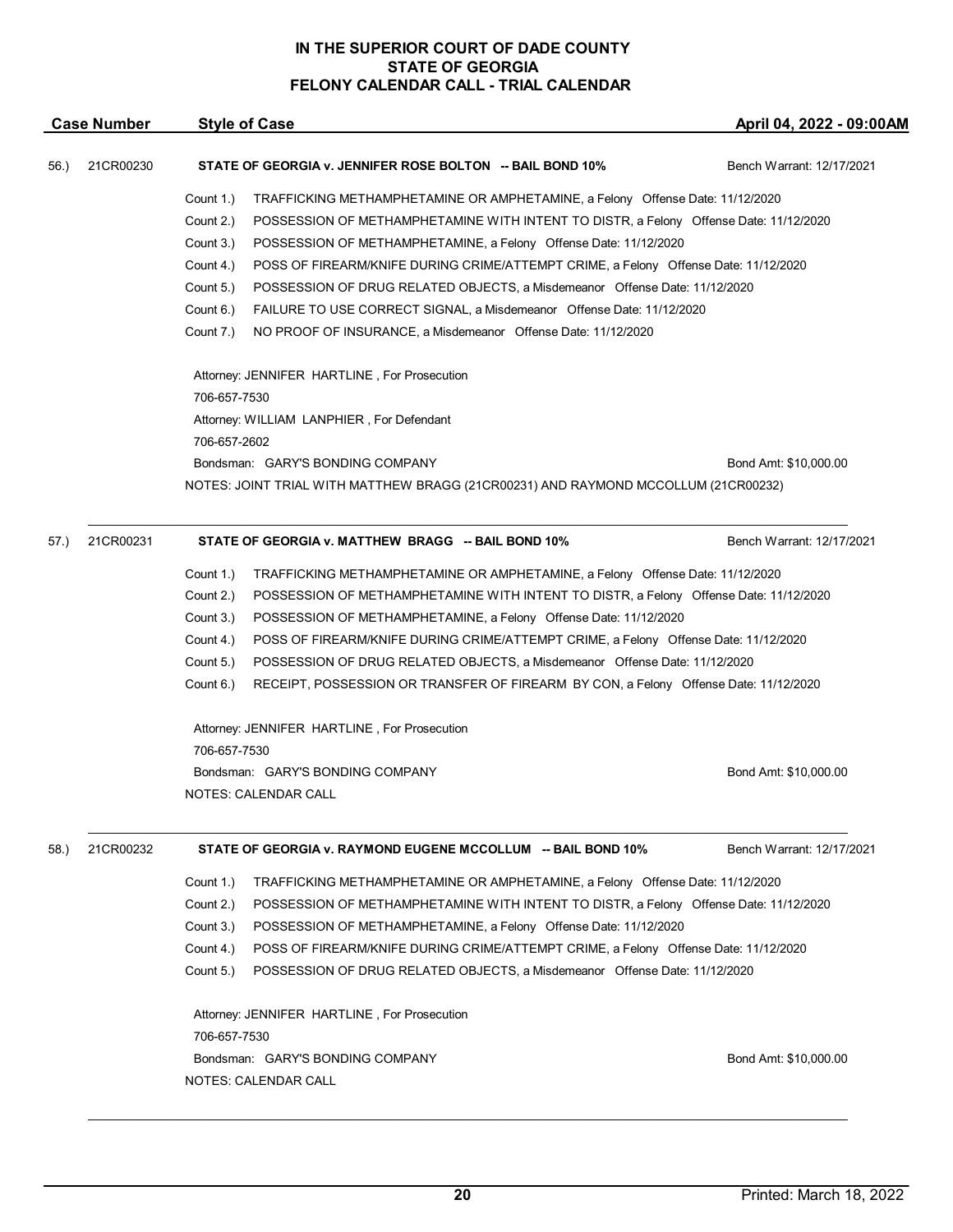# IN THE SUPERIOR COURT OF DADE COUNTY
# STATE OF GEORGIA
# FELONY CALENDAR CALL - TRIAL CALENDAR

| Case Number | Style of Case | April 04, 2022 - 09:00AM |
|---|---|---|

**56.) 21CR00230 STATE OF GEORGIA v. JENNIFER ROSE BOLTON -- BAIL BOND 10%** Bench Warrant: 12/17/2021

Count 1.) TRAFFICKING METHAMPHETAMINE OR AMPHETAMINE, a Felony Offense Date: 11/12/2020
Count 2.) POSSESSION OF METHAMPHETAMINE WITH INTENT TO DISTR, a Felony Offense Date: 11/12/2020
Count 3.) POSSESSION OF METHAMPHETAMINE, a Felony Offense Date: 11/12/2020
Count 4.) POSS OF FIREARM/KNIFE DURING CRIME/ATTEMPT CRIME, a Felony Offense Date: 11/12/2020
Count 5.) POSSESSION OF DRUG RELATED OBJECTS, a Misdemeanor Offense Date: 11/12/2020
Count 6.) FAILURE TO USE CORRECT SIGNAL, a Misdemeanor Offense Date: 11/12/2020
Count 7.) NO PROOF OF INSURANCE, a Misdemeanor Offense Date: 11/12/2020

Attorney: JENNIFER HARTLINE , For Prosecution
706-657-7530
Attorney: WILLIAM LANPHIER , For Defendant
706-657-2602
Bondsman: GARY'S BONDING COMPANY Bond Amt: $10,000.00
NOTES: JOINT TRIAL WITH MATTHEW BRAGG (21CR00231) AND RAYMOND MCCOLLUM (21CR00232)

---

**57.) 21CR00231 STATE OF GEORGIA v. MATTHEW BRAGG -- BAIL BOND 10%** Bench Warrant: 12/17/2021

Count 1.) TRAFFICKING METHAMPHETAMINE OR AMPHETAMINE, a Felony Offense Date: 11/12/2020
Count 2.) POSSESSION OF METHAMPHETAMINE WITH INTENT TO DISTR, a Felony Offense Date: 11/12/2020
Count 3.) POSSESSION OF METHAMPHETAMINE, a Felony Offense Date: 11/12/2020
Count 4.) POSS OF FIREARM/KNIFE DURING CRIME/ATTEMPT CRIME, a Felony Offense Date: 11/12/2020
Count 5.) POSSESSION OF DRUG RELATED OBJECTS, a Misdemeanor Offense Date: 11/12/2020
Count 6.) RECEIPT, POSSESSION OR TRANSFER OF FIREARM BY CON, a Felony Offense Date: 11/12/2020

Attorney: JENNIFER HARTLINE , For Prosecution
706-657-7530
Bondsman: GARY'S BONDING COMPANY Bond Amt: $10,000.00
NOTES: CALENDAR CALL

---

**58.) 21CR00232 STATE OF GEORGIA v. RAYMOND EUGENE MCCOLLUM -- BAIL BOND 10%** Bench Warrant: 12/17/2021

Count 1.) TRAFFICKING METHAMPHETAMINE OR AMPHETAMINE, a Felony Offense Date: 11/12/2020
Count 2.) POSSESSION OF METHAMPHETAMINE WITH INTENT TO DISTR, a Felony Offense Date: 11/12/2020
Count 3.) POSSESSION OF METHAMPHETAMINE, a Felony Offense Date: 11/12/2020
Count 4.) POSS OF FIREARM/KNIFE DURING CRIME/ATTEMPT CRIME, a Felony Offense Date: 11/12/2020
Count 5.) POSSESSION OF DRUG RELATED OBJECTS, a Misdemeanor Offense Date: 11/12/2020

Attorney: JENNIFER HARTLINE , For Prosecution
706-657-7530
Bondsman: GARY'S BONDING COMPANY Bond Amt: $10,000.00
NOTES: CALENDAR CALL

---

Printed: March 18, 2022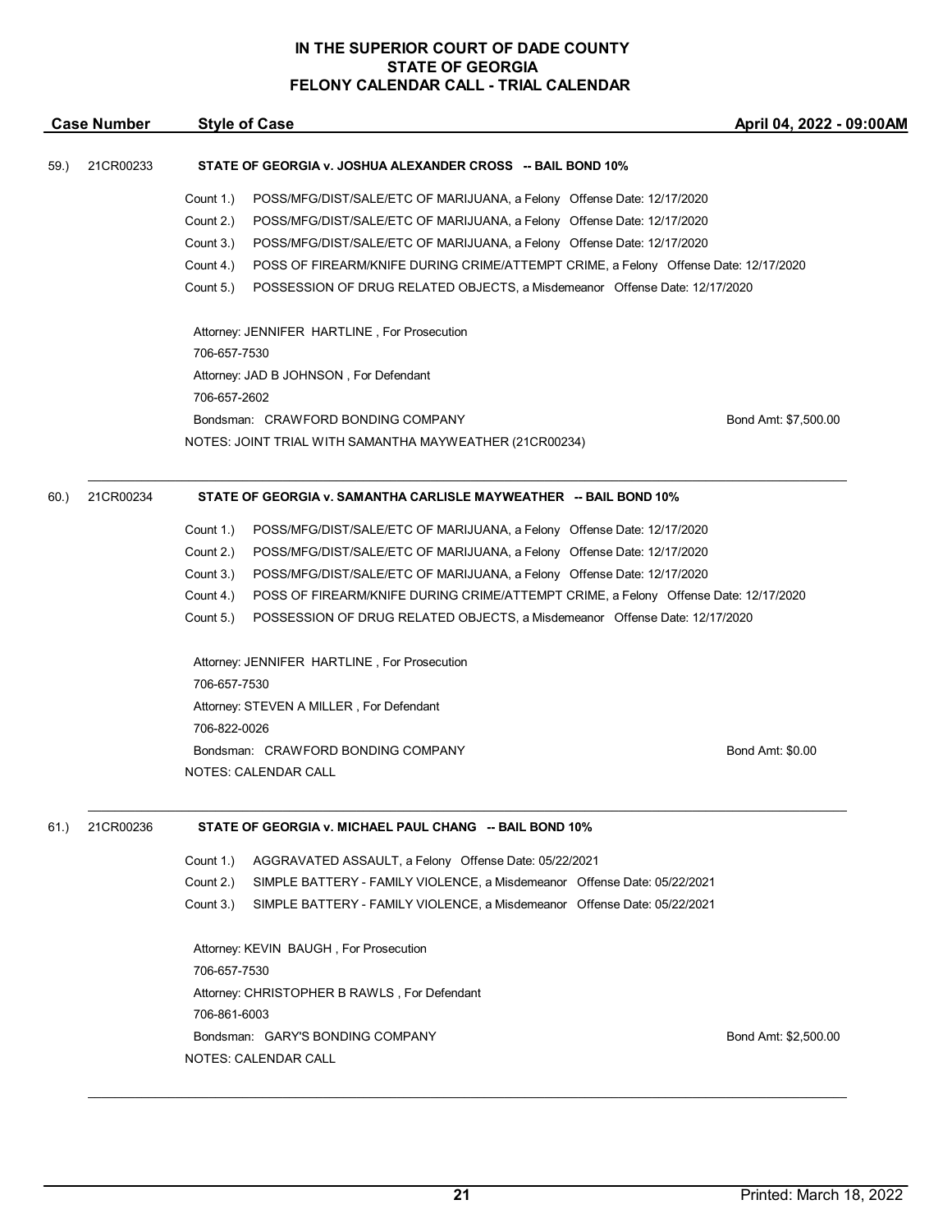# IN THE SUPERIOR COURT OF DADE COUNTY
## STATE OF GEORGIA
## FELONY CALENDAR CALL - TRIAL CALENDAR

| Case Number | Style of Case | April 04, 2022 - 09:00AM |
|---|---|---|

---

**59.) 21CR00233 — STATE OF GEORGIA v. JOSHUA ALEXANDER CROSS -- BAIL BOND 10%**

- Count 1.) POSS/MFG/DIST/SALE/ETC OF MARIJUANA, a Felony Offense Date: 12/17/2020
- Count 2.) POSS/MFG/DIST/SALE/ETC OF MARIJUANA, a Felony Offense Date: 12/17/2020
- Count 3.) POSS/MFG/DIST/SALE/ETC OF MARIJUANA, a Felony Offense Date: 12/17/2020
- Count 4.) POSS OF FIREARM/KNIFE DURING CRIME/ATTEMPT CRIME, a Felony Offense Date: 12/17/2020
- Count 5.) POSSESSION OF DRUG RELATED OBJECTS, a Misdemeanor Offense Date: 12/17/2020

Attorney: JENNIFER HARTLINE , For Prosecution
706-657-7530
Attorney: JAD B JOHNSON , For Defendant
706-657-2602
Bondsman: CRAWFORD BONDING COMPANY — Bond Amt: $7,500.00
NOTES: JOINT TRIAL WITH SAMANTHA MAYWEATHER (21CR00234)

---

**60.) 21CR00234 — STATE OF GEORGIA v. SAMANTHA CARLISLE MAYWEATHER -- BAIL BOND 10%**

- Count 1.) POSS/MFG/DIST/SALE/ETC OF MARIJUANA, a Felony Offense Date: 12/17/2020
- Count 2.) POSS/MFG/DIST/SALE/ETC OF MARIJUANA, a Felony Offense Date: 12/17/2020
- Count 3.) POSS/MFG/DIST/SALE/ETC OF MARIJUANA, a Felony Offense Date: 12/17/2020
- Count 4.) POSS OF FIREARM/KNIFE DURING CRIME/ATTEMPT CRIME, a Felony Offense Date: 12/17/2020
- Count 5.) POSSESSION OF DRUG RELATED OBJECTS, a Misdemeanor Offense Date: 12/17/2020

Attorney: JENNIFER HARTLINE , For Prosecution
706-657-7530
Attorney: STEVEN A MILLER , For Defendant
706-822-0026
Bondsman: CRAWFORD BONDING COMPANY — Bond Amt: $0.00
NOTES: CALENDAR CALL

---

**61.) 21CR00236 — STATE OF GEORGIA v. MICHAEL PAUL CHANG -- BAIL BOND 10%**

- Count 1.) AGGRAVATED ASSAULT, a Felony Offense Date: 05/22/2021
- Count 2.) SIMPLE BATTERY - FAMILY VIOLENCE, a Misdemeanor Offense Date: 05/22/2021
- Count 3.) SIMPLE BATTERY - FAMILY VIOLENCE, a Misdemeanor Offense Date: 05/22/2021

Attorney: KEVIN BAUGH , For Prosecution
706-657-7530
Attorney: CHRISTOPHER B RAWLS , For Defendant
706-861-6003
Bondsman: GARY'S BONDING COMPANY — Bond Amt: $2,500.00
NOTES: CALENDAR CALL

---

Printed: March 18, 2022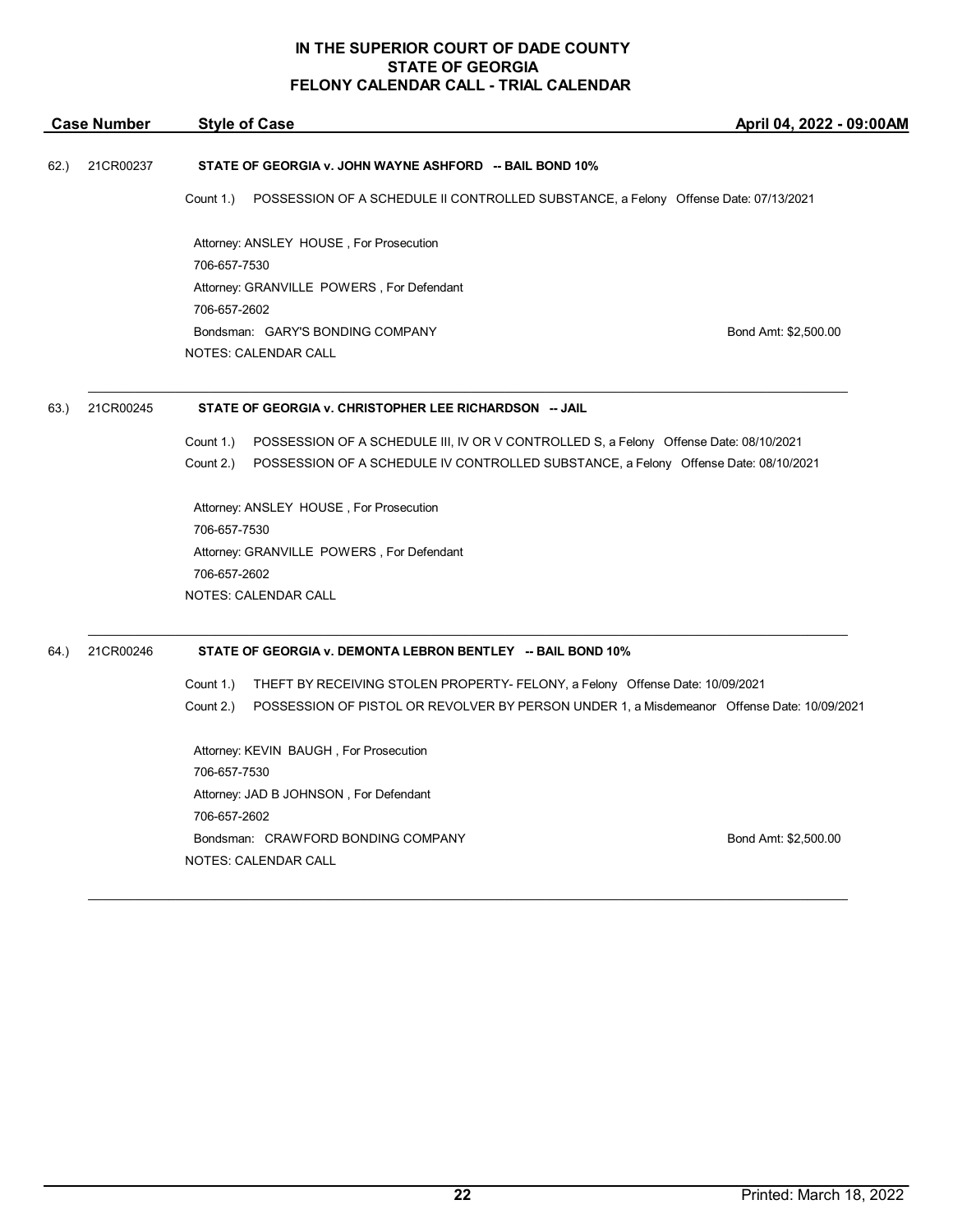# IN THE SUPERIOR COURT OF DADE COUNTY
# STATE OF GEORGIA
# FELONY CALENDAR CALL - TRIAL CALENDAR

| Case Number | Style of Case | April 04, 2022 - 09:00AM |
|---|---|---|

62.) 21CR00237 **STATE OF GEORGIA v. JOHN WAYNE ASHFORD -- BAIL BOND 10%**

Count 1.) POSSESSION OF A SCHEDULE II CONTROLLED SUBSTANCE, a Felony Offense Date: 07/13/2021

Attorney: ANSLEY HOUSE , For Prosecution
706-657-7530
Attorney: GRANVILLE POWERS , For Defendant
706-657-2602
Bondsman: GARY'S BONDING COMPANY Bond Amt: $2,500.00
NOTES: CALENDAR CALL

---

63.) 21CR00245 **STATE OF GEORGIA v. CHRISTOPHER LEE RICHARDSON -- JAIL**

Count 1.) POSSESSION OF A SCHEDULE III, IV OR V CONTROLLED S, a Felony Offense Date: 08/10/2021
Count 2.) POSSESSION OF A SCHEDULE IV CONTROLLED SUBSTANCE, a Felony Offense Date: 08/10/2021

Attorney: ANSLEY HOUSE , For Prosecution
706-657-7530
Attorney: GRANVILLE POWERS , For Defendant
706-657-2602
NOTES: CALENDAR CALL

---

64.) 21CR00246 **STATE OF GEORGIA v. DEMONTA LEBRON BENTLEY -- BAIL BOND 10%**

Count 1.) THEFT BY RECEIVING STOLEN PROPERTY- FELONY, a Felony Offense Date: 10/09/2021
Count 2.) POSSESSION OF PISTOL OR REVOLVER BY PERSON UNDER 1, a Misdemeanor Offense Date: 10/09/2021

Attorney: KEVIN BAUGH , For Prosecution
706-657-7530
Attorney: JAD B JOHNSON , For Defendant
706-657-2602
Bondsman: CRAWFORD BONDING COMPANY Bond Amt: $2,500.00
NOTES: CALENDAR CALL

---

Printed: March 18, 2022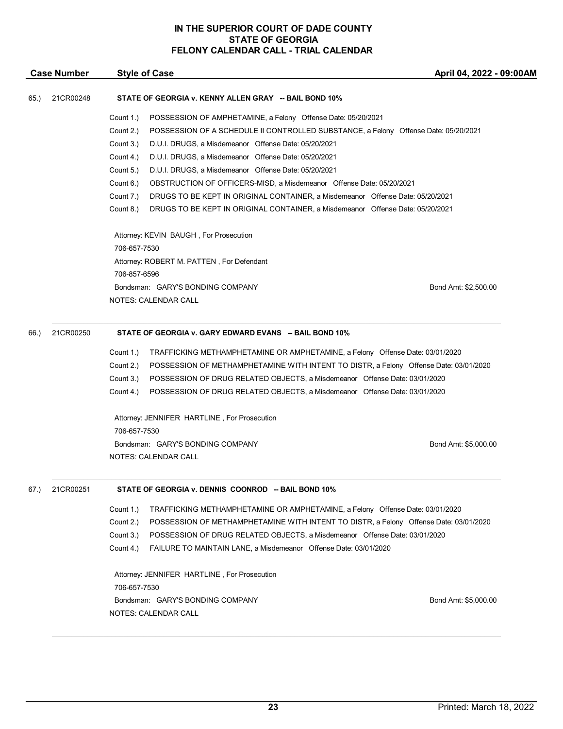**IN THE SUPERIOR COURT OF DADE COUNTY**
**STATE OF GEORGIA**
**FELONY CALENDAR CALL - TRIAL CALENDAR**

| Case Number | Style of Case | April 04, 2022 - 09:00AM |
|---|---|---|

65.) 21CR00248 **STATE OF GEORGIA v. KENNY ALLEN GRAY -- BAIL BOND 10%**

Count 1.) POSSESSION OF AMPHETAMINE, a Felony Offense Date: 05/20/2021
Count 2.) POSSESSION OF A SCHEDULE II CONTROLLED SUBSTANCE, a Felony Offense Date: 05/20/2021
Count 3.) D.U.I. DRUGS, a Misdemeanor Offense Date: 05/20/2021
Count 4.) D.U.I. DRUGS, a Misdemeanor Offense Date: 05/20/2021
Count 5.) D.U.I. DRUGS, a Misdemeanor Offense Date: 05/20/2021
Count 6.) OBSTRUCTION OF OFFICERS-MISD, a Misdemeanor Offense Date: 05/20/2021
Count 7.) DRUGS TO BE KEPT IN ORIGINAL CONTAINER, a Misdemeanor Offense Date: 05/20/2021
Count 8.) DRUGS TO BE KEPT IN ORIGINAL CONTAINER, a Misdemeanor Offense Date: 05/20/2021

Attorney: KEVIN BAUGH , For Prosecution
706-657-7530
Attorney: ROBERT M. PATTEN , For Defendant
706-857-6596
Bondsman: GARY'S BONDING COMPANY Bond Amt: $2,500.00
NOTES: CALENDAR CALL

---

66.) 21CR00250 **STATE OF GEORGIA v. GARY EDWARD EVANS -- BAIL BOND 10%**

Count 1.) TRAFFICKING METHAMPHETAMINE OR AMPHETAMINE, a Felony Offense Date: 03/01/2020
Count 2.) POSSESSION OF METHAMPHETAMINE WITH INTENT TO DISTR, a Felony Offense Date: 03/01/2020
Count 3.) POSSESSION OF DRUG RELATED OBJECTS, a Misdemeanor Offense Date: 03/01/2020
Count 4.) POSSESSION OF DRUG RELATED OBJECTS, a Misdemeanor Offense Date: 03/01/2020

Attorney: JENNIFER HARTLINE , For Prosecution
706-657-7530
Bondsman: GARY'S BONDING COMPANY Bond Amt: $5,000.00
NOTES: CALENDAR CALL

---

67.) 21CR00251 **STATE OF GEORGIA v. DENNIS COONROD -- BAIL BOND 10%**

Count 1.) TRAFFICKING METHAMPHETAMINE OR AMPHETAMINE, a Felony Offense Date: 03/01/2020
Count 2.) POSSESSION OF METHAMPHETAMINE WITH INTENT TO DISTR, a Felony Offense Date: 03/01/2020
Count 3.) POSSESSION OF DRUG RELATED OBJECTS, a Misdemeanor Offense Date: 03/01/2020
Count 4.) FAILURE TO MAINTAIN LANE, a Misdemeanor Offense Date: 03/01/2020

Attorney: JENNIFER HARTLINE , For Prosecution
706-657-7530
Bondsman: GARY'S BONDING COMPANY Bond Amt: $5,000.00
NOTES: CALENDAR CALL

---

Printed: March 18, 2022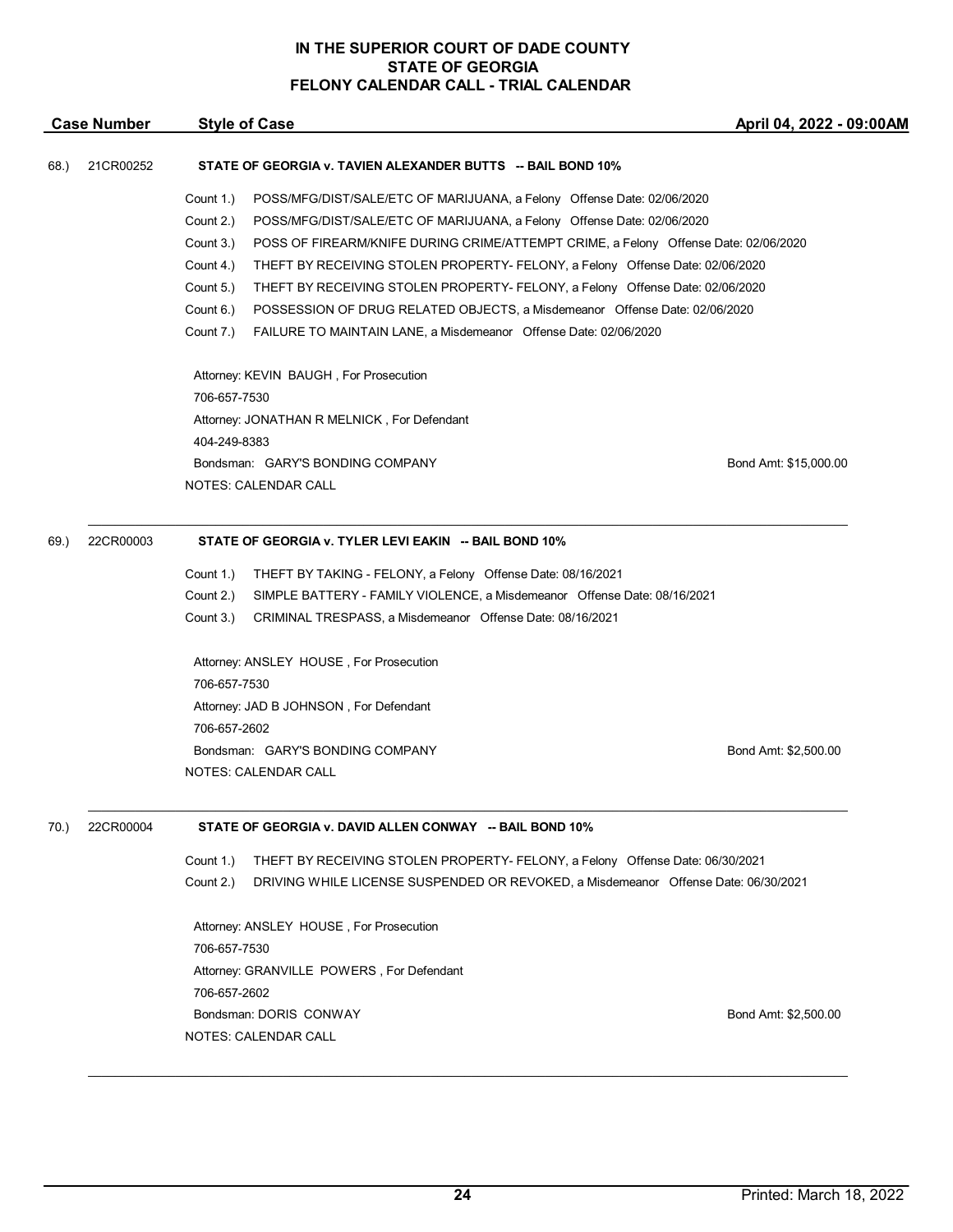# IN THE SUPERIOR COURT OF DADE COUNTY
# STATE OF GEORGIA
# FELONY CALENDAR CALL - TRIAL CALENDAR

| Case Number | Style of Case | April 04, 2022 - 09:00AM |
|---|---|---|

68.) 21CR00252 **STATE OF GEORGIA v. TAVIEN ALEXANDER BUTTS -- BAIL BOND 10%**

Count 1.) POSS/MFG/DIST/SALE/ETC OF MARIJUANA, a Felony Offense Date: 02/06/2020
Count 2.) POSS/MFG/DIST/SALE/ETC OF MARIJUANA, a Felony Offense Date: 02/06/2020
Count 3.) POSS OF FIREARM/KNIFE DURING CRIME/ATTEMPT CRIME, a Felony Offense Date: 02/06/2020
Count 4.) THEFT BY RECEIVING STOLEN PROPERTY- FELONY, a Felony Offense Date: 02/06/2020
Count 5.) THEFT BY RECEIVING STOLEN PROPERTY- FELONY, a Felony Offense Date: 02/06/2020
Count 6.) POSSESSION OF DRUG RELATED OBJECTS, a Misdemeanor Offense Date: 02/06/2020
Count 7.) FAILURE TO MAINTAIN LANE, a Misdemeanor Offense Date: 02/06/2020

Attorney: KEVIN BAUGH , For Prosecution
706-657-7530
Attorney: JONATHAN R MELNICK , For Defendant
404-249-8383
Bondsman: GARY'S BONDING COMPANY — Bond Amt: $15,000.00
NOTES: CALENDAR CALL

---

69.) 22CR00003 **STATE OF GEORGIA v. TYLER LEVI EAKIN -- BAIL BOND 10%**

Count 1.) THEFT BY TAKING - FELONY, a Felony Offense Date: 08/16/2021
Count 2.) SIMPLE BATTERY - FAMILY VIOLENCE, a Misdemeanor Offense Date: 08/16/2021
Count 3.) CRIMINAL TRESPASS, a Misdemeanor Offense Date: 08/16/2021

Attorney: ANSLEY HOUSE , For Prosecution
706-657-7530
Attorney: JAD B JOHNSON , For Defendant
706-657-2602
Bondsman: GARY'S BONDING COMPANY — Bond Amt: $2,500.00
NOTES: CALENDAR CALL

---

70.) 22CR00004 **STATE OF GEORGIA v. DAVID ALLEN CONWAY -- BAIL BOND 10%**

Count 1.) THEFT BY RECEIVING STOLEN PROPERTY- FELONY, a Felony Offense Date: 06/30/2021
Count 2.) DRIVING WHILE LICENSE SUSPENDED OR REVOKED, a Misdemeanor Offense Date: 06/30/2021

Attorney: ANSLEY HOUSE , For Prosecution
706-657-7530
Attorney: GRANVILLE POWERS , For Defendant
706-657-2602
Bondsman: DORIS CONWAY — Bond Amt: $2,500.00
NOTES: CALENDAR CALL

---

Printed: March 18, 2022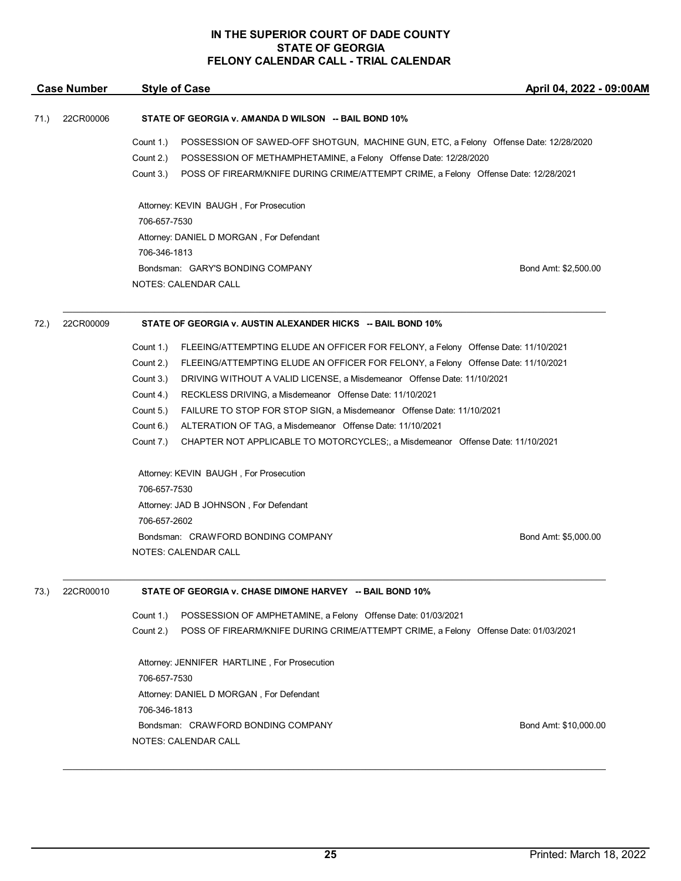# IN THE SUPERIOR COURT OF DADE COUNTY
# STATE OF GEORGIA
# FELONY CALENDAR CALL - TRIAL CALENDAR

| Case Number | Style of Case | April 04, 2022 - 09:00AM |
|---|---|---|

71.) 22CR00006 **STATE OF GEORGIA v. AMANDA D WILSON -- BAIL BOND 10%**

Count 1.) POSSESSION OF SAWED-OFF SHOTGUN, MACHINE GUN, ETC, a Felony Offense Date: 12/28/2020
Count 2.) POSSESSION OF METHAMPHETAMINE, a Felony Offense Date: 12/28/2020
Count 3.) POSS OF FIREARM/KNIFE DURING CRIME/ATTEMPT CRIME, a Felony Offense Date: 12/28/2021

Attorney: KEVIN BAUGH , For Prosecution
706-657-7530
Attorney: DANIEL D MORGAN , For Defendant
706-346-1813
Bondsman: GARY'S BONDING COMPANY — Bond Amt: $2,500.00
NOTES: CALENDAR CALL

---

72.) 22CR00009 **STATE OF GEORGIA v. AUSTIN ALEXANDER HICKS -- BAIL BOND 10%**

Count 1.) FLEEING/ATTEMPTING ELUDE AN OFFICER FOR FELONY, a Felony Offense Date: 11/10/2021
Count 2.) FLEEING/ATTEMPTING ELUDE AN OFFICER FOR FELONY, a Felony Offense Date: 11/10/2021
Count 3.) DRIVING WITHOUT A VALID LICENSE, a Misdemeanor Offense Date: 11/10/2021
Count 4.) RECKLESS DRIVING, a Misdemeanor Offense Date: 11/10/2021
Count 5.) FAILURE TO STOP FOR STOP SIGN, a Misdemeanor Offense Date: 11/10/2021
Count 6.) ALTERATION OF TAG, a Misdemeanor Offense Date: 11/10/2021
Count 7.) CHAPTER NOT APPLICABLE TO MOTORCYCLES;, a Misdemeanor Offense Date: 11/10/2021

Attorney: KEVIN BAUGH , For Prosecution
706-657-7530
Attorney: JAD B JOHNSON , For Defendant
706-657-2602
Bondsman: CRAWFORD BONDING COMPANY — Bond Amt: $5,000.00
NOTES: CALENDAR CALL

---

73.) 22CR00010 **STATE OF GEORGIA v. CHASE DIMONE HARVEY -- BAIL BOND 10%**

Count 1.) POSSESSION OF AMPHETAMINE, a Felony Offense Date: 01/03/2021
Count 2.) POSS OF FIREARM/KNIFE DURING CRIME/ATTEMPT CRIME, a Felony Offense Date: 01/03/2021

Attorney: JENNIFER HARTLINE , For Prosecution
706-657-7530
Attorney: DANIEL D MORGAN , For Defendant
706-346-1813
Bondsman: CRAWFORD BONDING COMPANY — Bond Amt: $10,000.00
NOTES: CALENDAR CALL

---

Printed: March 18, 2022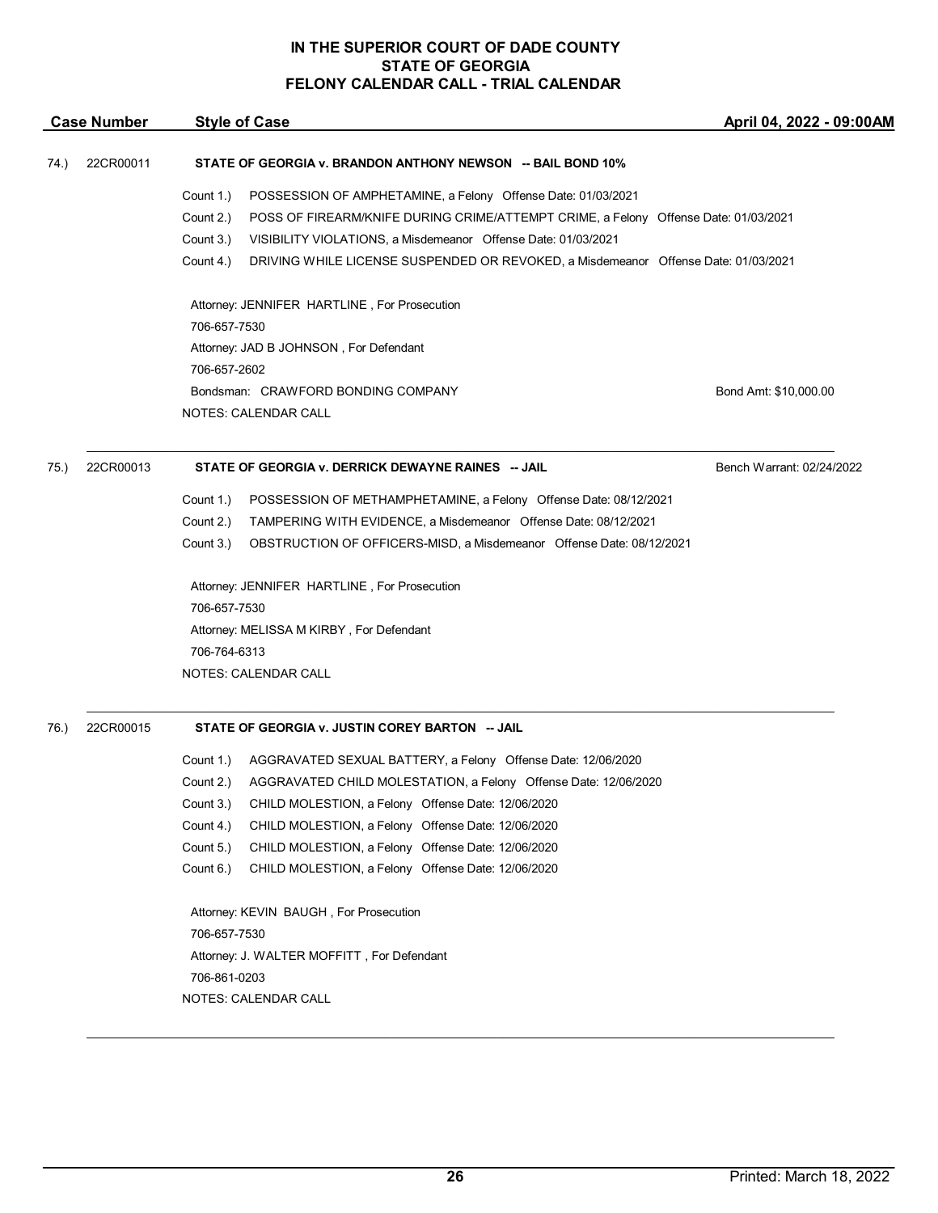# IN THE SUPERIOR COURT OF DADE COUNTY
# STATE OF GEORGIA
# FELONY CALENDAR CALL - TRIAL CALENDAR

| Case Number | Style of Case | April 04, 2022 - 09:00AM |
|---|---|---|

74.) 22CR00011 **STATE OF GEORGIA v. BRANDON ANTHONY NEWSON -- BAIL BOND 10%**

Count 1.) POSSESSION OF AMPHETAMINE, a Felony Offense Date: 01/03/2021
Count 2.) POSS OF FIREARM/KNIFE DURING CRIME/ATTEMPT CRIME, a Felony Offense Date: 01/03/2021
Count 3.) VISIBILITY VIOLATIONS, a Misdemeanor Offense Date: 01/03/2021
Count 4.) DRIVING WHILE LICENSE SUSPENDED OR REVOKED, a Misdemeanor Offense Date: 01/03/2021

Attorney: JENNIFER HARTLINE , For Prosecution
706-657-7530
Attorney: JAD B JOHNSON , For Defendant
706-657-2602
Bondsman: CRAWFORD BONDING COMPANY Bond Amt: $10,000.00
NOTES: CALENDAR CALL

---

75.) 22CR00013 **STATE OF GEORGIA v. DERRICK DEWAYNE RAINES -- JAIL** Bench Warrant: 02/24/2022

Count 1.) POSSESSION OF METHAMPHETAMINE, a Felony Offense Date: 08/12/2021
Count 2.) TAMPERING WITH EVIDENCE, a Misdemeanor Offense Date: 08/12/2021
Count 3.) OBSTRUCTION OF OFFICERS-MISD, a Misdemeanor Offense Date: 08/12/2021

Attorney: JENNIFER HARTLINE , For Prosecution
706-657-7530
Attorney: MELISSA M KIRBY , For Defendant
706-764-6313
NOTES: CALENDAR CALL

---

76.) 22CR00015 **STATE OF GEORGIA v. JUSTIN COREY BARTON -- JAIL**

Count 1.) AGGRAVATED SEXUAL BATTERY, a Felony Offense Date: 12/06/2020
Count 2.) AGGRAVATED CHILD MOLESTATION, a Felony Offense Date: 12/06/2020
Count 3.) CHILD MOLESTION, a Felony Offense Date: 12/06/2020
Count 4.) CHILD MOLESTION, a Felony Offense Date: 12/06/2020
Count 5.) CHILD MOLESTION, a Felony Offense Date: 12/06/2020
Count 6.) CHILD MOLESTION, a Felony Offense Date: 12/06/2020

Attorney: KEVIN BAUGH , For Prosecution
706-657-7530
Attorney: J. WALTER MOFFITT , For Defendant
706-861-0203
NOTES: CALENDAR CALL

---

Printed: March 18, 2022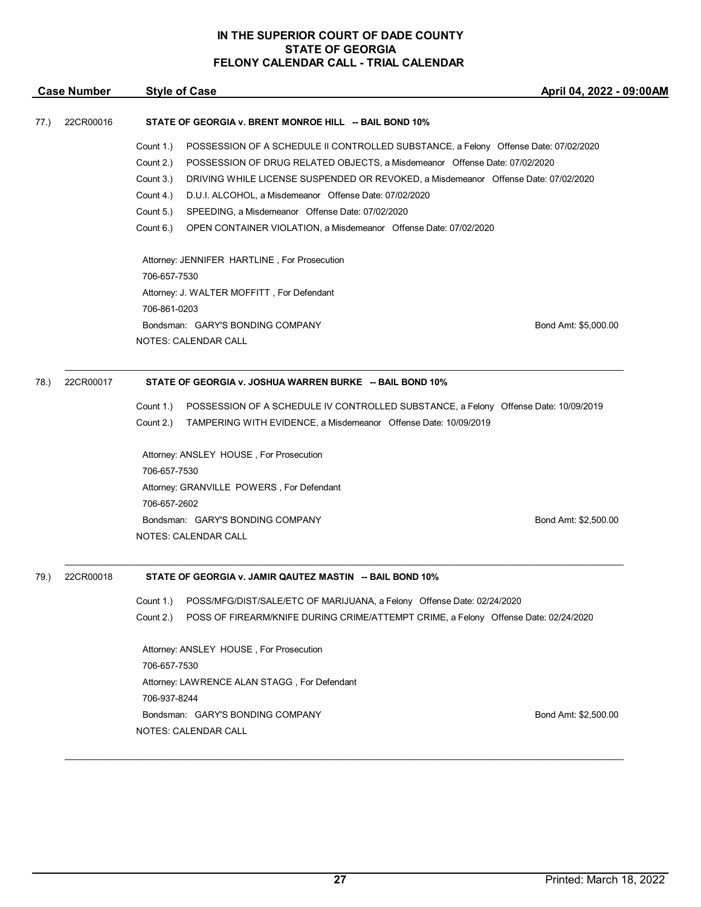**IN THE SUPERIOR COURT OF DADE COUNTY**
**STATE OF GEORGIA**
**FELONY CALENDAR CALL - TRIAL CALENDAR**

| Case Number | Style of Case | April 04, 2022 - 09:00AM |
|---|---|---|

77.) 22CR00016 **STATE OF GEORGIA v. BRENT MONROE HILL -- BAIL BOND 10%**

Count 1.) POSSESSION OF A SCHEDULE II CONTROLLED SUBSTANCE, a Felony Offense Date: 07/02/2020
Count 2.) POSSESSION OF DRUG RELATED OBJECTS, a Misdemeanor Offense Date: 07/02/2020
Count 3.) DRIVING WHILE LICENSE SUSPENDED OR REVOKED, a Misdemeanor Offense Date: 07/02/2020
Count 4.) D.U.I. ALCOHOL, a Misdemeanor Offense Date: 07/02/2020
Count 5.) SPEEDING, a Misdemeanor Offense Date: 07/02/2020
Count 6.) OPEN CONTAINER VIOLATION, a Misdemeanor Offense Date: 07/02/2020

Attorney: JENNIFER HARTLINE , For Prosecution
706-657-7530
Attorney: J. WALTER MOFFITT , For Defendant
706-861-0203
Bondsman: GARY'S BONDING COMPANY Bond Amt: $5,000.00
NOTES: CALENDAR CALL

---

78.) 22CR00017 **STATE OF GEORGIA v. JOSHUA WARREN BURKE -- BAIL BOND 10%**

Count 1.) POSSESSION OF A SCHEDULE IV CONTROLLED SUBSTANCE, a Felony Offense Date: 10/09/2019
Count 2.) TAMPERING WITH EVIDENCE, a Misdemeanor Offense Date: 10/09/2019

Attorney: ANSLEY HOUSE , For Prosecution
706-657-7530
Attorney: GRANVILLE POWERS , For Defendant
706-657-2602
Bondsman: GARY'S BONDING COMPANY Bond Amt: $2,500.00
NOTES: CALENDAR CALL

---

79.) 22CR00018 **STATE OF GEORGIA v. JAMIR QAUTEZ MASTIN -- BAIL BOND 10%**

Count 1.) POSS/MFG/DIST/SALE/ETC OF MARIJUANA, a Felony Offense Date: 02/24/2020
Count 2.) POSS OF FIREARM/KNIFE DURING CRIME/ATTEMPT CRIME, a Felony Offense Date: 02/24/2020

Attorney: ANSLEY HOUSE , For Prosecution
706-657-7530
Attorney: LAWRENCE ALAN STAGG , For Defendant
706-937-8244
Bondsman: GARY'S BONDING COMPANY Bond Amt: $2,500.00
NOTES: CALENDAR CALL

---

Printed: March 18, 2022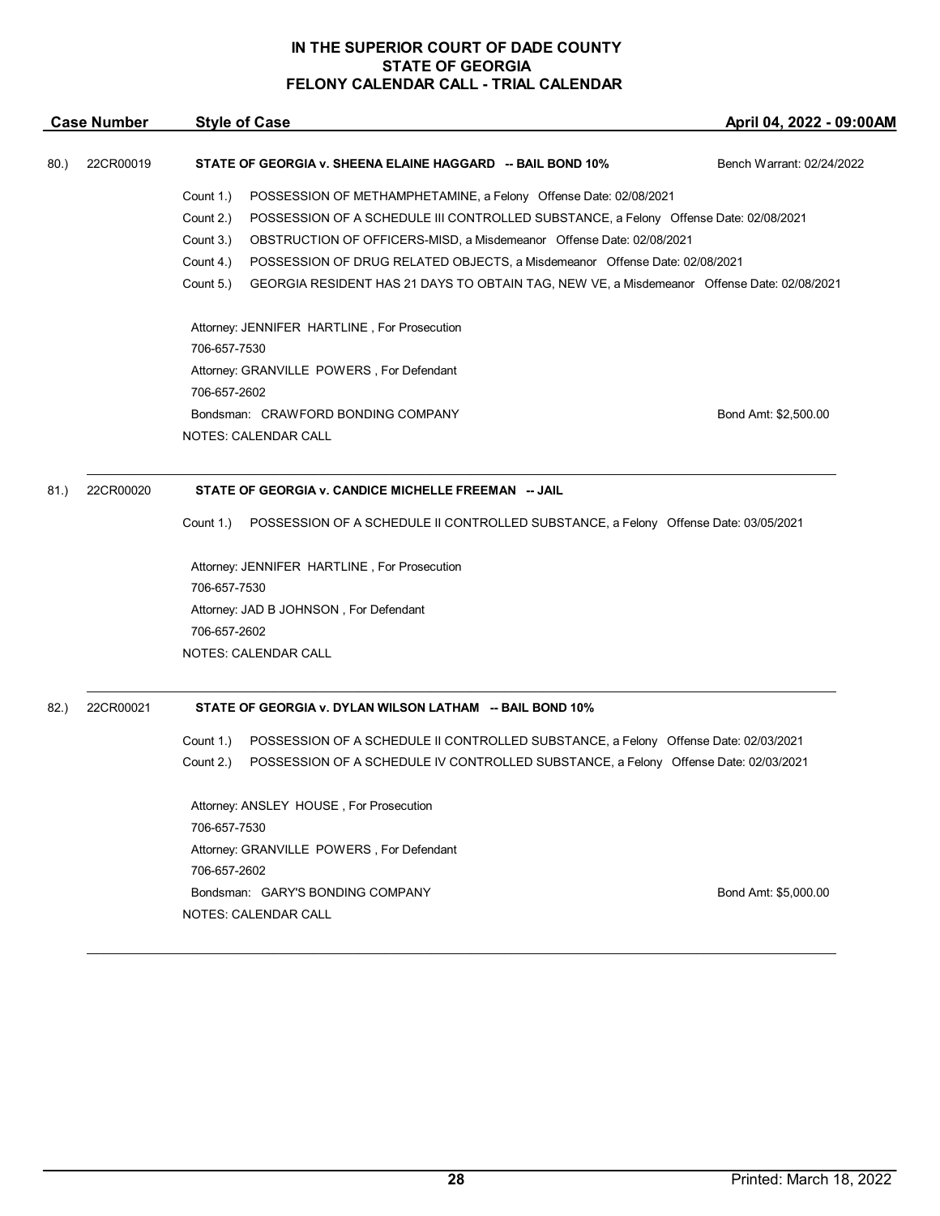**IN THE SUPERIOR COURT OF DADE COUNTY**
**STATE OF GEORGIA**
**FELONY CALENDAR CALL - TRIAL CALENDAR**

| Case Number | Style of Case | April 04, 2022 - 09:00AM |
|---|---|---|

80.) 22CR00019 **STATE OF GEORGIA v. SHEENA ELAINE HAGGARD -- BAIL BOND 10%** Bench Warrant: 02/24/2022

Count 1.) POSSESSION OF METHAMPHETAMINE, a Felony Offense Date: 02/08/2021
Count 2.) POSSESSION OF A SCHEDULE III CONTROLLED SUBSTANCE, a Felony Offense Date: 02/08/2021
Count 3.) OBSTRUCTION OF OFFICERS-MISD, a Misdemeanor Offense Date: 02/08/2021
Count 4.) POSSESSION OF DRUG RELATED OBJECTS, a Misdemeanor Offense Date: 02/08/2021
Count 5.) GEORGIA RESIDENT HAS 21 DAYS TO OBTAIN TAG, NEW VE, a Misdemeanor Offense Date: 02/08/2021

Attorney: JENNIFER HARTLINE , For Prosecution
706-657-7530
Attorney: GRANVILLE POWERS , For Defendant
706-657-2602
Bondsman: CRAWFORD BONDING COMPANY Bond Amt: $2,500.00
NOTES: CALENDAR CALL

---

81.) 22CR00020 **STATE OF GEORGIA v. CANDICE MICHELLE FREEMAN -- JAIL**

Count 1.) POSSESSION OF A SCHEDULE II CONTROLLED SUBSTANCE, a Felony Offense Date: 03/05/2021

Attorney: JENNIFER HARTLINE , For Prosecution
706-657-7530
Attorney: JAD B JOHNSON , For Defendant
706-657-2602
NOTES: CALENDAR CALL

---

82.) 22CR00021 **STATE OF GEORGIA v. DYLAN WILSON LATHAM -- BAIL BOND 10%**

Count 1.) POSSESSION OF A SCHEDULE II CONTROLLED SUBSTANCE, a Felony Offense Date: 02/03/2021
Count 2.) POSSESSION OF A SCHEDULE IV CONTROLLED SUBSTANCE, a Felony Offense Date: 02/03/2021

Attorney: ANSLEY HOUSE , For Prosecution
706-657-7530
Attorney: GRANVILLE POWERS , For Defendant
706-657-2602
Bondsman: GARY'S BONDING COMPANY Bond Amt: $5,000.00
NOTES: CALENDAR CALL

---

Printed: March 18, 2022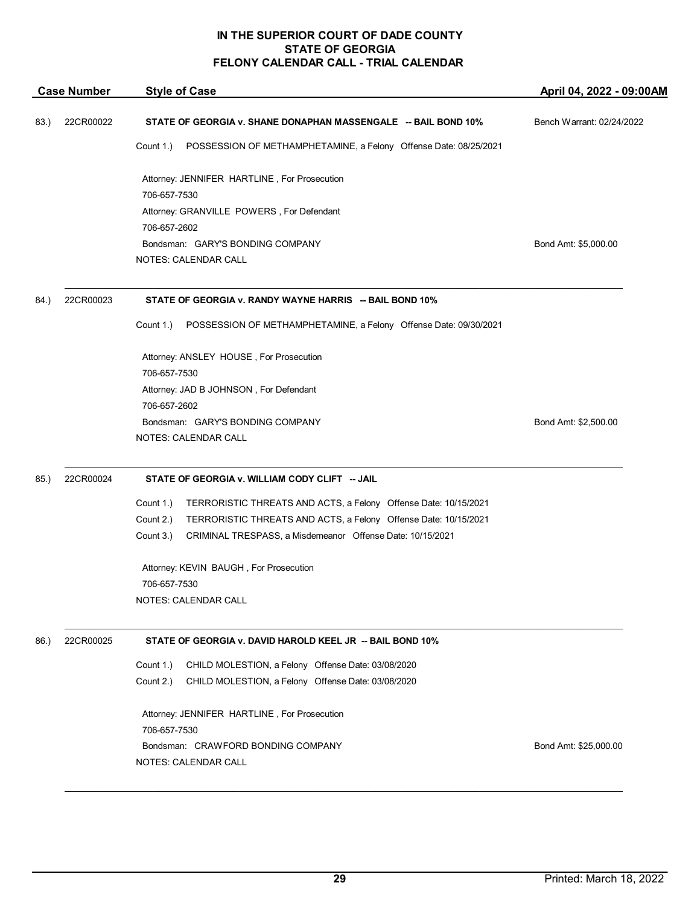# IN THE SUPERIOR COURT OF DADE COUNTY
# STATE OF GEORGIA
# FELONY CALENDAR CALL - TRIAL CALENDAR

| Case Number | Style of Case | April 04, 2022 - 09:00AM |
|---|---|---|

83.) 22CR00022 **STATE OF GEORGIA v. SHANE DONAPHAN MASSENGALE -- BAIL BOND 10%** Bench Warrant: 02/24/2022

Count 1.) POSSESSION OF METHAMPHETAMINE, a Felony Offense Date: 08/25/2021

Attorney: JENNIFER HARTLINE , For Prosecution
706-657-7530
Attorney: GRANVILLE POWERS , For Defendant
706-657-2602
Bondsman: GARY'S BONDING COMPANY Bond Amt: $5,000.00
NOTES: CALENDAR CALL

---

84.) 22CR00023 **STATE OF GEORGIA v. RANDY WAYNE HARRIS -- BAIL BOND 10%**

Count 1.) POSSESSION OF METHAMPHETAMINE, a Felony Offense Date: 09/30/2021

Attorney: ANSLEY HOUSE , For Prosecution
706-657-7530
Attorney: JAD B JOHNSON , For Defendant
706-657-2602
Bondsman: GARY'S BONDING COMPANY Bond Amt: $2,500.00
NOTES: CALENDAR CALL

---

85.) 22CR00024 **STATE OF GEORGIA v. WILLIAM CODY CLIFT -- JAIL**

Count 1.) TERRORISTIC THREATS AND ACTS, a Felony Offense Date: 10/15/2021
Count 2.) TERRORISTIC THREATS AND ACTS, a Felony Offense Date: 10/15/2021
Count 3.) CRIMINAL TRESPASS, a Misdemeanor Offense Date: 10/15/2021

Attorney: KEVIN BAUGH , For Prosecution
706-657-7530
NOTES: CALENDAR CALL

---

86.) 22CR00025 **STATE OF GEORGIA v. DAVID HAROLD KEEL JR -- BAIL BOND 10%**

Count 1.) CHILD MOLESTION, a Felony Offense Date: 03/08/2020
Count 2.) CHILD MOLESTION, a Felony Offense Date: 03/08/2020

Attorney: JENNIFER HARTLINE , For Prosecution
706-657-7530
Bondsman: CRAWFORD BONDING COMPANY Bond Amt: $25,000.00
NOTES: CALENDAR CALL

---

Printed: March 18, 2022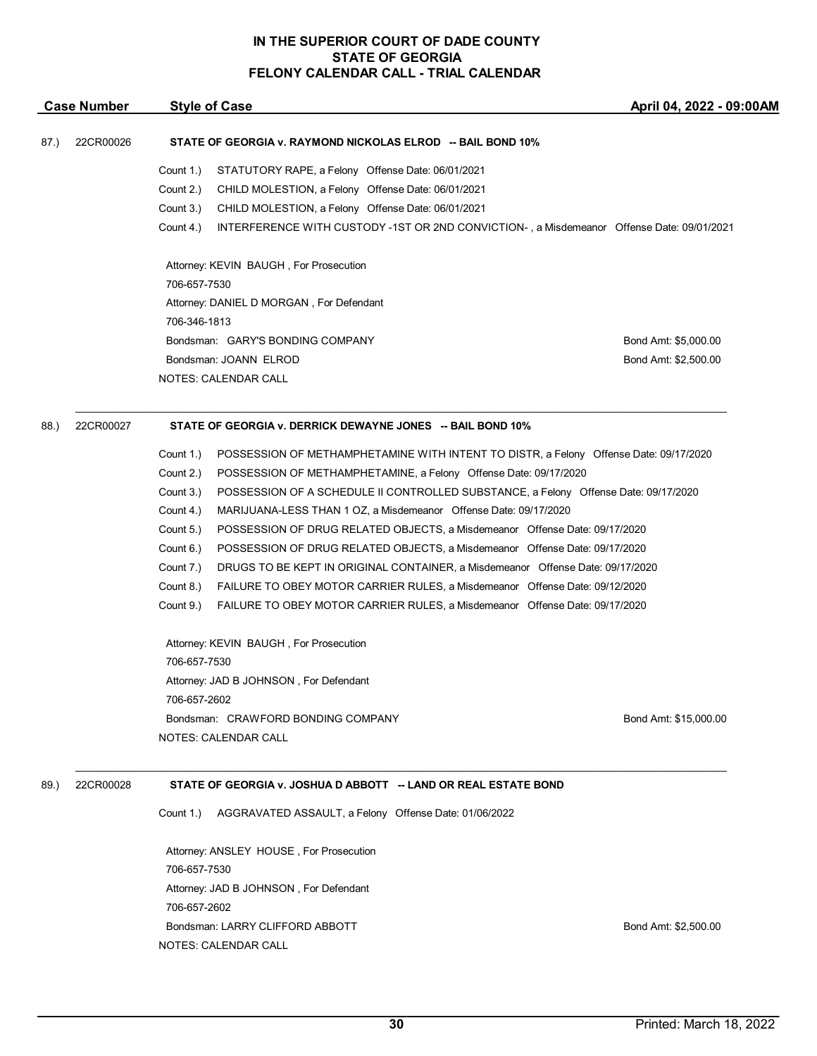# IN THE SUPERIOR COURT OF DADE COUNTY
# STATE OF GEORGIA
# FELONY CALENDAR CALL - TRIAL CALENDAR

| Case Number | Style of Case | April 04, 2022 - 09:00AM |
|---|---|---|

87.) 22CR00026 **STATE OF GEORGIA v. RAYMOND NICKOLAS ELROD -- BAIL BOND 10%**

Count 1.) STATUTORY RAPE, a Felony Offense Date: 06/01/2021
Count 2.) CHILD MOLESTION, a Felony Offense Date: 06/01/2021
Count 3.) CHILD MOLESTION, a Felony Offense Date: 06/01/2021
Count 4.) INTERFERENCE WITH CUSTODY -1ST OR 2ND CONVICTION- , a Misdemeanor Offense Date: 09/01/2021

Attorney: KEVIN BAUGH , For Prosecution
706-657-7530
Attorney: DANIEL D MORGAN , For Defendant
706-346-1813
Bondsman: GARY'S BONDING COMPANY — Bond Amt: $5,000.00
Bondsman: JOANN ELROD — Bond Amt: $2,500.00
NOTES: CALENDAR CALL

---

88.) 22CR00027 **STATE OF GEORGIA v. DERRICK DEWAYNE JONES -- BAIL BOND 10%**

Count 1.) POSSESSION OF METHAMPHETAMINE WITH INTENT TO DISTR, a Felony Offense Date: 09/17/2020
Count 2.) POSSESSION OF METHAMPHETAMINE, a Felony Offense Date: 09/17/2020
Count 3.) POSSESSION OF A SCHEDULE II CONTROLLED SUBSTANCE, a Felony Offense Date: 09/17/2020
Count 4.) MARIJUANA-LESS THAN 1 OZ, a Misdemeanor Offense Date: 09/17/2020
Count 5.) POSSESSION OF DRUG RELATED OBJECTS, a Misdemeanor Offense Date: 09/17/2020
Count 6.) POSSESSION OF DRUG RELATED OBJECTS, a Misdemeanor Offense Date: 09/17/2020
Count 7.) DRUGS TO BE KEPT IN ORIGINAL CONTAINER, a Misdemeanor Offense Date: 09/17/2020
Count 8.) FAILURE TO OBEY MOTOR CARRIER RULES, a Misdemeanor Offense Date: 09/12/2020
Count 9.) FAILURE TO OBEY MOTOR CARRIER RULES, a Misdemeanor Offense Date: 09/17/2020

Attorney: KEVIN BAUGH , For Prosecution
706-657-7530
Attorney: JAD B JOHNSON , For Defendant
706-657-2602
Bondsman: CRAWFORD BONDING COMPANY — Bond Amt: $15,000.00
NOTES: CALENDAR CALL

---

89.) 22CR00028 **STATE OF GEORGIA v. JOSHUA D ABBOTT -- LAND OR REAL ESTATE BOND**

Count 1.) AGGRAVATED ASSAULT, a Felony Offense Date: 01/06/2022

Attorney: ANSLEY HOUSE , For Prosecution
706-657-7530
Attorney: JAD B JOHNSON , For Defendant
706-657-2602
Bondsman: LARRY CLIFFORD ABBOTT — Bond Amt: $2,500.00
NOTES: CALENDAR CALL

Printed: March 18, 2022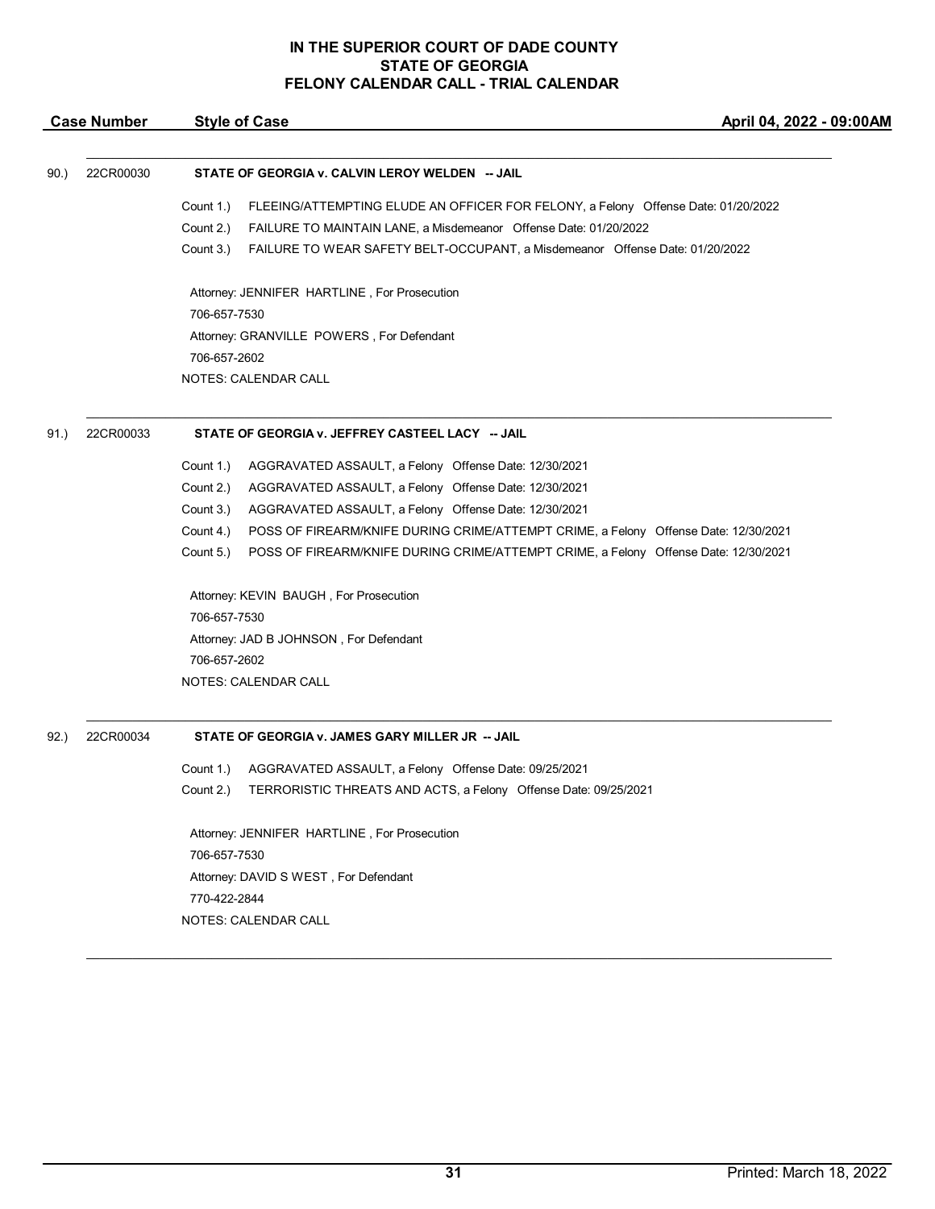**IN THE SUPERIOR COURT OF DADE COUNTY**
**STATE OF GEORGIA**
**FELONY CALENDAR CALL - TRIAL CALENDAR**

| Case Number | Style of Case | April 04, 2022 - 09:00AM |
|---|---|---|

90.) 22CR00030 **STATE OF GEORGIA v. CALVIN LEROY WELDEN -- JAIL**

Count 1.) FLEEING/ATTEMPTING ELUDE AN OFFICER FOR FELONY, a Felony Offense Date: 01/20/2022
Count 2.) FAILURE TO MAINTAIN LANE, a Misdemeanor Offense Date: 01/20/2022
Count 3.) FAILURE TO WEAR SAFETY BELT-OCCUPANT, a Misdemeanor Offense Date: 01/20/2022

Attorney: JENNIFER HARTLINE , For Prosecution
706-657-7530
Attorney: GRANVILLE POWERS , For Defendant
706-657-2602
NOTES: CALENDAR CALL

---

91.) 22CR00033 **STATE OF GEORGIA v. JEFFREY CASTEEL LACY -- JAIL**

Count 1.) AGGRAVATED ASSAULT, a Felony Offense Date: 12/30/2021
Count 2.) AGGRAVATED ASSAULT, a Felony Offense Date: 12/30/2021
Count 3.) AGGRAVATED ASSAULT, a Felony Offense Date: 12/30/2021
Count 4.) POSS OF FIREARM/KNIFE DURING CRIME/ATTEMPT CRIME, a Felony Offense Date: 12/30/2021
Count 5.) POSS OF FIREARM/KNIFE DURING CRIME/ATTEMPT CRIME, a Felony Offense Date: 12/30/2021

Attorney: KEVIN BAUGH , For Prosecution
706-657-7530
Attorney: JAD B JOHNSON , For Defendant
706-657-2602
NOTES: CALENDAR CALL

---

92.) 22CR00034 **STATE OF GEORGIA v. JAMES GARY MILLER JR -- JAIL**

Count 1.) AGGRAVATED ASSAULT, a Felony Offense Date: 09/25/2021
Count 2.) TERRORISTIC THREATS AND ACTS, a Felony Offense Date: 09/25/2021

Attorney: JENNIFER HARTLINE , For Prosecution
706-657-7530
Attorney: DAVID S WEST , For Defendant
770-422-2844
NOTES: CALENDAR CALL

---

Printed: March 18, 2022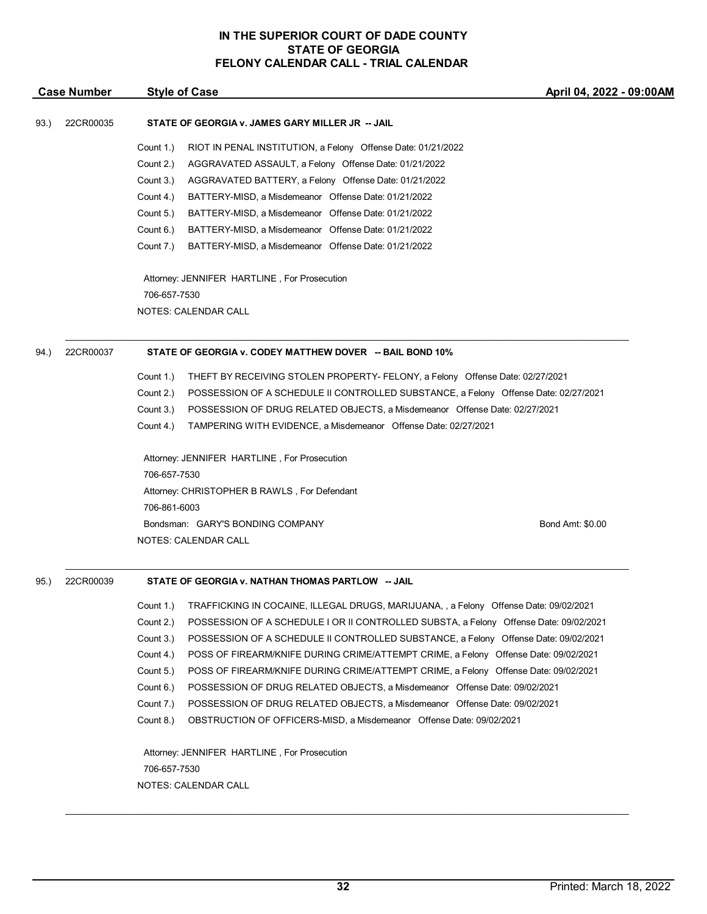**IN THE SUPERIOR COURT OF DADE COUNTY**
**STATE OF GEORGIA**
**FELONY CALENDAR CALL - TRIAL CALENDAR**

| Case Number | Style of Case | April 04, 2022 - 09:00AM |
|---|---|---|

93.) 22CR00035 **STATE OF GEORGIA v. JAMES GARY MILLER JR -- JAIL**

Count 1.) RIOT IN PENAL INSTITUTION, a Felony Offense Date: 01/21/2022
Count 2.) AGGRAVATED ASSAULT, a Felony Offense Date: 01/21/2022
Count 3.) AGGRAVATED BATTERY, a Felony Offense Date: 01/21/2022
Count 4.) BATTERY-MISD, a Misdemeanor Offense Date: 01/21/2022
Count 5.) BATTERY-MISD, a Misdemeanor Offense Date: 01/21/2022
Count 6.) BATTERY-MISD, a Misdemeanor Offense Date: 01/21/2022
Count 7.) BATTERY-MISD, a Misdemeanor Offense Date: 01/21/2022

Attorney: JENNIFER HARTLINE , For Prosecution
706-657-7530
NOTES: CALENDAR CALL

---

94.) 22CR00037 **STATE OF GEORGIA v. CODEY MATTHEW DOVER -- BAIL BOND 10%**

Count 1.) THEFT BY RECEIVING STOLEN PROPERTY- FELONY, a Felony Offense Date: 02/27/2021
Count 2.) POSSESSION OF A SCHEDULE II CONTROLLED SUBSTANCE, a Felony Offense Date: 02/27/2021
Count 3.) POSSESSION OF DRUG RELATED OBJECTS, a Misdemeanor Offense Date: 02/27/2021
Count 4.) TAMPERING WITH EVIDENCE, a Misdemeanor Offense Date: 02/27/2021

Attorney: JENNIFER HARTLINE , For Prosecution
706-657-7530
Attorney: CHRISTOPHER B RAWLS , For Defendant
706-861-6003
Bondsman: GARY'S BONDING COMPANY Bond Amt: $0.00
NOTES: CALENDAR CALL

---

95.) 22CR00039 **STATE OF GEORGIA v. NATHAN THOMAS PARTLOW -- JAIL**

Count 1.) TRAFFICKING IN COCAINE, ILLEGAL DRUGS, MARIJUANA, , a Felony Offense Date: 09/02/2021
Count 2.) POSSESSION OF A SCHEDULE I OR II CONTROLLED SUBSTA, a Felony Offense Date: 09/02/2021
Count 3.) POSSESSION OF A SCHEDULE II CONTROLLED SUBSTANCE, a Felony Offense Date: 09/02/2021
Count 4.) POSS OF FIREARM/KNIFE DURING CRIME/ATTEMPT CRIME, a Felony Offense Date: 09/02/2021
Count 5.) POSS OF FIREARM/KNIFE DURING CRIME/ATTEMPT CRIME, a Felony Offense Date: 09/02/2021
Count 6.) POSSESSION OF DRUG RELATED OBJECTS, a Misdemeanor Offense Date: 09/02/2021
Count 7.) POSSESSION OF DRUG RELATED OBJECTS, a Misdemeanor Offense Date: 09/02/2021
Count 8.) OBSTRUCTION OF OFFICERS-MISD, a Misdemeanor Offense Date: 09/02/2021

Attorney: JENNIFER HARTLINE , For Prosecution
706-657-7530
NOTES: CALENDAR CALL

---

Printed: March 18, 2022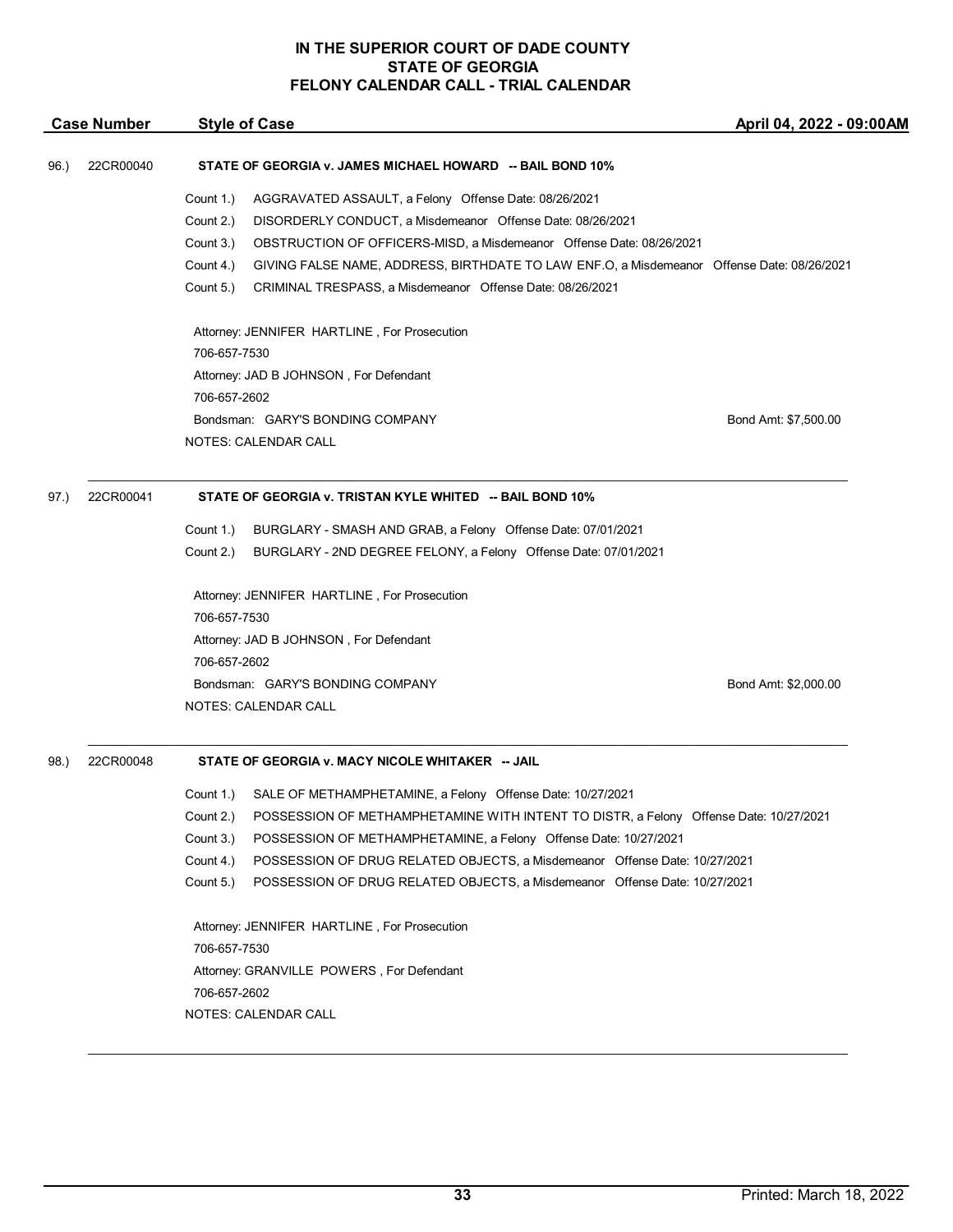**IN THE SUPERIOR COURT OF DADE COUNTY**
**STATE OF GEORGIA**
**FELONY CALENDAR CALL - TRIAL CALENDAR**

| Case Number | Style of Case | April 04, 2022 - 09:00AM |
|---|---|---|

96.) 22CR00040 **STATE OF GEORGIA v. JAMES MICHAEL HOWARD -- BAIL BOND 10%**

Count 1.) AGGRAVATED ASSAULT, a Felony Offense Date: 08/26/2021
Count 2.) DISORDERLY CONDUCT, a Misdemeanor Offense Date: 08/26/2021
Count 3.) OBSTRUCTION OF OFFICERS-MISD, a Misdemeanor Offense Date: 08/26/2021
Count 4.) GIVING FALSE NAME, ADDRESS, BIRTHDATE TO LAW ENF.O, a Misdemeanor Offense Date: 08/26/2021
Count 5.) CRIMINAL TRESPASS, a Misdemeanor Offense Date: 08/26/2021

Attorney: JENNIFER HARTLINE , For Prosecution
706-657-7530
Attorney: JAD B JOHNSON , For Defendant
706-657-2602
Bondsman: GARY'S BONDING COMPANY Bond Amt: $7,500.00
NOTES: CALENDAR CALL

---

97.) 22CR00041 **STATE OF GEORGIA v. TRISTAN KYLE WHITED -- BAIL BOND 10%**

Count 1.) BURGLARY - SMASH AND GRAB, a Felony Offense Date: 07/01/2021
Count 2.) BURGLARY - 2ND DEGREE FELONY, a Felony Offense Date: 07/01/2021

Attorney: JENNIFER HARTLINE , For Prosecution
706-657-7530
Attorney: JAD B JOHNSON , For Defendant
706-657-2602
Bondsman: GARY'S BONDING COMPANY Bond Amt: $2,000.00
NOTES: CALENDAR CALL

---

98.) 22CR00048 **STATE OF GEORGIA v. MACY NICOLE WHITAKER -- JAIL**

Count 1.) SALE OF METHAMPHETAMINE, a Felony Offense Date: 10/27/2021
Count 2.) POSSESSION OF METHAMPHETAMINE WITH INTENT TO DISTR, a Felony Offense Date: 10/27/2021
Count 3.) POSSESSION OF METHAMPHETAMINE, a Felony Offense Date: 10/27/2021
Count 4.) POSSESSION OF DRUG RELATED OBJECTS, a Misdemeanor Offense Date: 10/27/2021
Count 5.) POSSESSION OF DRUG RELATED OBJECTS, a Misdemeanor Offense Date: 10/27/2021

Attorney: JENNIFER HARTLINE , For Prosecution
706-657-7530
Attorney: GRANVILLE POWERS , For Defendant
706-657-2602
NOTES: CALENDAR CALL

---

Printed: March 18, 2022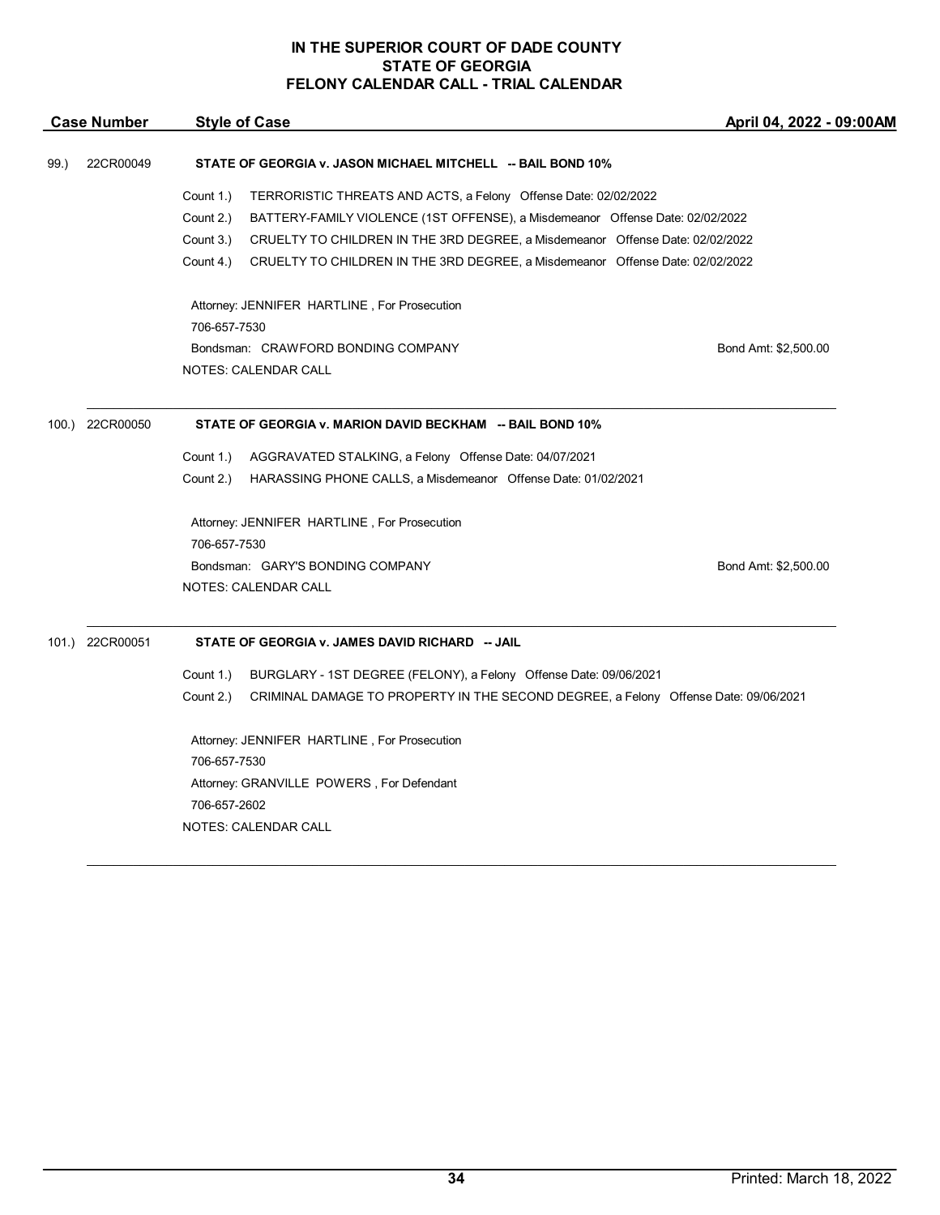**IN THE SUPERIOR COURT OF DADE COUNTY**
**STATE OF GEORGIA**
**FELONY CALENDAR CALL - TRIAL CALENDAR**

| Case Number | Style of Case | April 04, 2022 - 09:00AM |
|---|---|---|

99.) 22CR00049 **STATE OF GEORGIA v. JASON MICHAEL MITCHELL -- BAIL BOND 10%**

Count 1.) TERRORISTIC THREATS AND ACTS, a Felony Offense Date: 02/02/2022
Count 2.) BATTERY-FAMILY VIOLENCE (1ST OFFENSE), a Misdemeanor Offense Date: 02/02/2022
Count 3.) CRUELTY TO CHILDREN IN THE 3RD DEGREE, a Misdemeanor Offense Date: 02/02/2022
Count 4.) CRUELTY TO CHILDREN IN THE 3RD DEGREE, a Misdemeanor Offense Date: 02/02/2022

Attorney: JENNIFER HARTLINE , For Prosecution
706-657-7530
Bondsman: CRAWFORD BONDING COMPANY Bond Amt: $2,500.00
NOTES: CALENDAR CALL

---

100.) 22CR00050 **STATE OF GEORGIA v. MARION DAVID BECKHAM -- BAIL BOND 10%**

Count 1.) AGGRAVATED STALKING, a Felony Offense Date: 04/07/2021
Count 2.) HARASSING PHONE CALLS, a Misdemeanor Offense Date: 01/02/2021

Attorney: JENNIFER HARTLINE , For Prosecution
706-657-7530
Bondsman: GARY'S BONDING COMPANY Bond Amt: $2,500.00
NOTES: CALENDAR CALL

---

101.) 22CR00051 **STATE OF GEORGIA v. JAMES DAVID RICHARD -- JAIL**

Count 1.) BURGLARY - 1ST DEGREE (FELONY), a Felony Offense Date: 09/06/2021
Count 2.) CRIMINAL DAMAGE TO PROPERTY IN THE SECOND DEGREE, a Felony Offense Date: 09/06/2021

Attorney: JENNIFER HARTLINE , For Prosecution
706-657-7530
Attorney: GRANVILLE POWERS , For Defendant
706-657-2602
NOTES: CALENDAR CALL

---

Printed: March 18, 2022